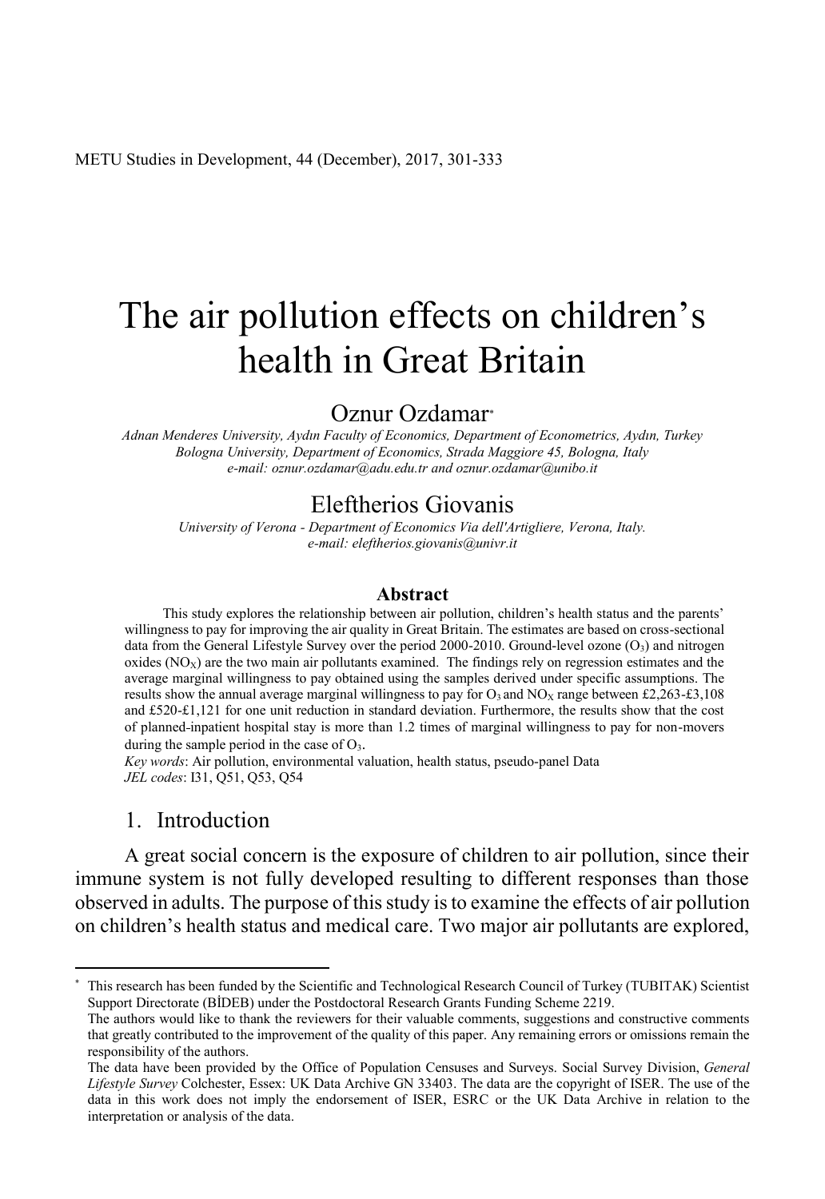# The air pollution effects on children's health in Great Britain

## Oznur Ozdamar[*]

*Adnan Menderes University, Aydın Faculty of Economics, Department of Econometrics, Aydın, Turkey*
*Bologna University, Department of Economics, Strada Maggiore 45, Bologna, Italy*
*e-mail: oznur.ozdamar@adu.edu.tr and oznur.ozdamar@unibo.it*

## Eleftherios Giovanis

*University of Verona - Department of Economics Via dell'Artigliere, Verona, Italy.*
*e-mail: eleftherios.giovanis@univr.it*

### Abstract

This study explores the relationship between air pollution, children's health status and the parents' willingness to pay for improving the air quality in Great Britain. The estimates are based on cross-sectional data from the General Lifestyle Survey over the period 2000-2010. Ground-level ozone ($O_3$) and nitrogen oxides ($NO_X$) are the two main air pollutants examined. The findings rely on regression estimates and the average marginal willingness to pay obtained using the samples derived under specific assumptions. The results show the annual average marginal willingness to pay for $O_3$ and $NO_X$ range between £2,263-£3,108 and £520-£1,121 for one unit reduction in standard deviation. Furthermore, the results show that the cost of planned-inpatient hospital stay is more than 1.2 times of marginal willingness to pay for non-movers during the sample period in the case of $O_3$.

*Key words*: Air pollution, environmental valuation, health status, pseudo-panel Data
*JEL codes*: I31, Q51, Q53, Q54

## 1. Introduction

A great social concern is the exposure of children to air pollution, since their immune system is not fully developed resulting to different responses than those observed in adults. The purpose of this study is to examine the effects of air pollution on children's health status and medical care. Two major air pollutants are explored,

---

[*] This research has been funded by the Scientific and Technological Research Council of Turkey (TUBITAK) Scientist Support Directorate (BİDEB) under the Postdoctoral Research Grants Funding Scheme 2219.
The authors would like to thank the reviewers for their valuable comments, suggestions and constructive comments that greatly contributed to the improvement of the quality of this paper. Any remaining errors or omissions remain the responsibility of the authors.
The data have been provided by the Office of Population Censuses and Surveys. Social Survey Division, *General Lifestyle Survey* Colchester, Essex: UK Data Archive GN 33403. The data are the copyright of ISER. The use of the data in this work does not imply the endorsement of ISER, ESRC or the UK Data Archive in relation to the interpretation or analysis of the data.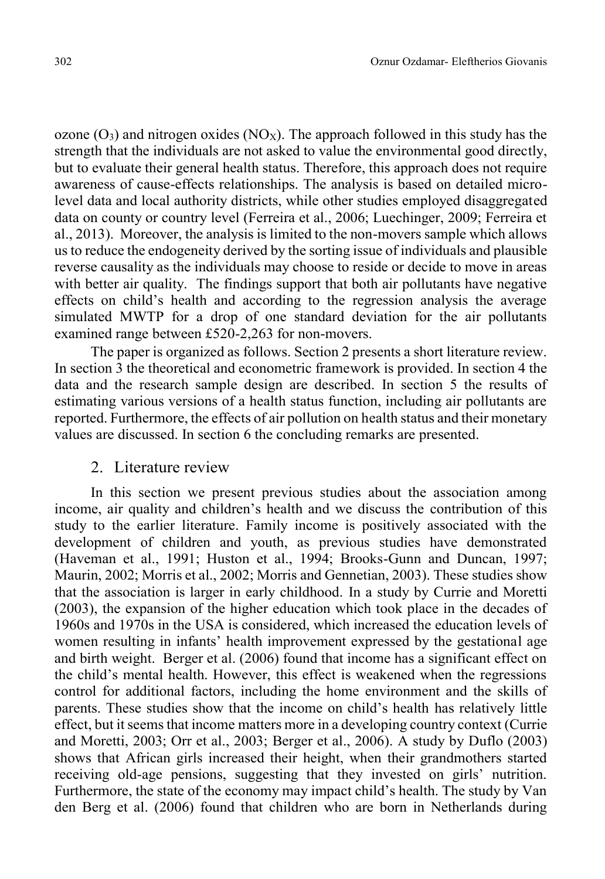ozone ($O_3$) and nitrogen oxides ($NO_X$). The approach followed in this study has the strength that the individuals are not asked to value the environmental good directly, but to evaluate their general health status. Therefore, this approach does not require awareness of cause-effects relationships. The analysis is based on detailed micro-level data and local authority districts, while other studies employed disaggregated data on county or country level (Ferreira et al., 2006; Luechinger, 2009; Ferreira et al., 2013). Moreover, the analysis is limited to the non-movers sample which allows us to reduce the endogeneity derived by the sorting issue of individuals and plausible reverse causality as the individuals may choose to reside or decide to move in areas with better air quality. The findings support that both air pollutants have negative effects on child's health and according to the regression analysis the average simulated MWTP for a drop of one standard deviation for the air pollutants examined range between £520-2,263 for non-movers.

The paper is organized as follows. Section 2 presents a short literature review. In section 3 the theoretical and econometric framework is provided. In section 4 the data and the research sample design are described. In section 5 the results of estimating various versions of a health status function, including air pollutants are reported. Furthermore, the effects of air pollution on health status and their monetary values are discussed. In section 6 the concluding remarks are presented.

## 2. Literature review

In this section we present previous studies about the association among income, air quality and children's health and we discuss the contribution of this study to the earlier literature. Family income is positively associated with the development of children and youth, as previous studies have demonstrated (Haveman et al., 1991; Huston et al., 1994; Brooks-Gunn and Duncan, 1997; Maurin, 2002; Morris et al., 2002; Morris and Gennetian, 2003). These studies show that the association is larger in early childhood. In a study by Currie and Moretti (2003), the expansion of the higher education which took place in the decades of 1960s and 1970s in the USA is considered, which increased the education levels of women resulting in infants' health improvement expressed by the gestational age and birth weight. Berger et al. (2006) found that income has a significant effect on the child's mental health. However, this effect is weakened when the regressions control for additional factors, including the home environment and the skills of parents. These studies show that the income on child's health has relatively little effect, but it seems that income matters more in a developing country context (Currie and Moretti, 2003; Orr et al., 2003; Berger et al., 2006). A study by Duflo (2003) shows that African girls increased their height, when their grandmothers started receiving old-age pensions, suggesting that they invested on girls' nutrition. Furthermore, the state of the economy may impact child's health. The study by Van den Berg et al. (2006) found that children who are born in Netherlands during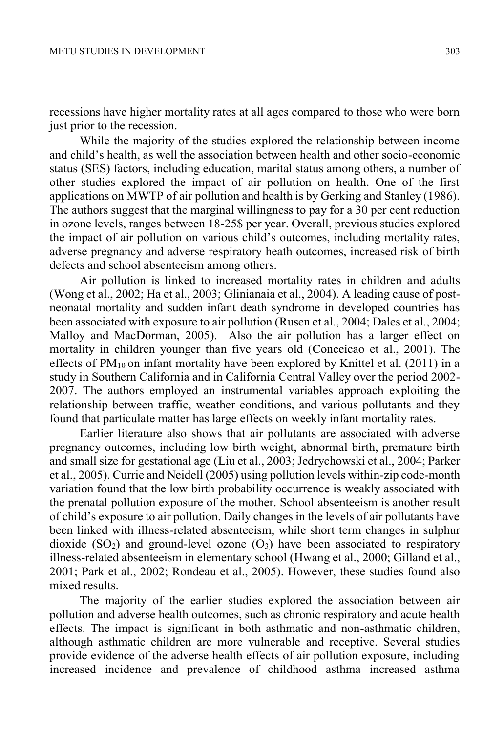recessions have higher mortality rates at all ages compared to those who were born just prior to the recession.

While the majority of the studies explored the relationship between income and child's health, as well the association between health and other socio-economic status (SES) factors, including education, marital status among others, a number of other studies explored the impact of air pollution on health. One of the first applications on MWTP of air pollution and health is by Gerking and Stanley (1986). The authors suggest that the marginal willingness to pay for a 30 per cent reduction in ozone levels, ranges between 18-25$ per year. Overall, previous studies explored the impact of air pollution on various child's outcomes, including mortality rates, adverse pregnancy and adverse respiratory heath outcomes, increased risk of birth defects and school absenteeism among others.

Air pollution is linked to increased mortality rates in children and adults (Wong et al., 2002; Ha et al., 2003; Glinianaia et al., 2004). A leading cause of post-neonatal mortality and sudden infant death syndrome in developed countries has been associated with exposure to air pollution (Rusen et al., 2004; Dales et al., 2004; Malloy and MacDorman, 2005). Also the air pollution has a larger effect on mortality in children younger than five years old (Conceicao et al., 2001). The effects of $PM_{10}$ on infant mortality have been explored by Knittel et al. (2011) in a study in Southern California and in California Central Valley over the period 2002-2007. The authors employed an instrumental variables approach exploiting the relationship between traffic, weather conditions, and various pollutants and they found that particulate matter has large effects on weekly infant mortality rates.

Earlier literature also shows that air pollutants are associated with adverse pregnancy outcomes, including low birth weight, abnormal birth, premature birth and small size for gestational age (Liu et al., 2003; Jedrychowski et al., 2004; Parker et al., 2005). Currie and Neidell (2005) using pollution levels within-zip code-month variation found that the low birth probability occurrence is weakly associated with the prenatal pollution exposure of the mother. School absenteeism is another result of child's exposure to air pollution. Daily changes in the levels of air pollutants have been linked with illness-related absenteeism, while short term changes in sulphur dioxide ($SO_2$) and ground-level ozone ($O_3$) have been associated to respiratory illness-related absenteeism in elementary school (Hwang et al., 2000; Gilland et al., 2001; Park et al., 2002; Rondeau et al., 2005). However, these studies found also mixed results.

The majority of the earlier studies explored the association between air pollution and adverse health outcomes, such as chronic respiratory and acute health effects. The impact is significant in both asthmatic and non-asthmatic children, although asthmatic children are more vulnerable and receptive. Several studies provide evidence of the adverse health effects of air pollution exposure, including increased incidence and prevalence of childhood asthma increased asthma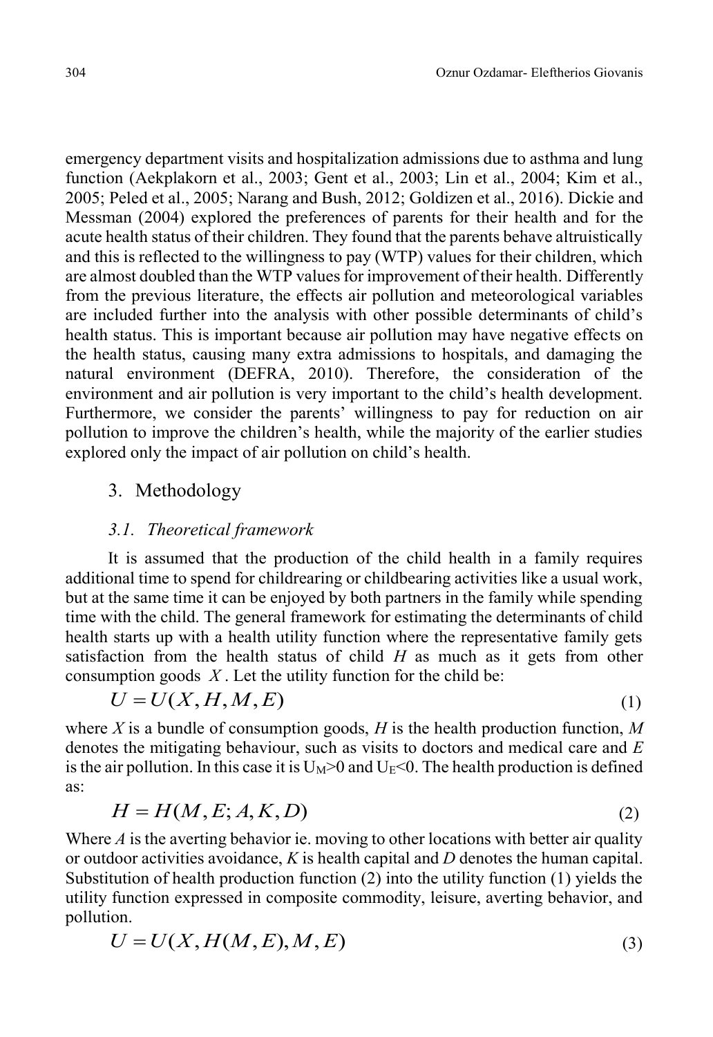emergency department visits and hospitalization admissions due to asthma and lung function (Aekplakorn et al., 2003; Gent et al., 2003; Lin et al., 2004; Kim et al., 2005; Peled et al., 2005; Narang and Bush, 2012; Goldizen et al., 2016). Dickie and Messman (2004) explored the preferences of parents for their health and for the acute health status of their children. They found that the parents behave altruistically and this is reflected to the willingness to pay (WTP) values for their children, which are almost doubled than the WTP values for improvement of their health. Differently from the previous literature, the effects air pollution and meteorological variables are included further into the analysis with other possible determinants of child's health status. This is important because air pollution may have negative effects on the health status, causing many extra admissions to hospitals, and damaging the natural environment (DEFRA, 2010). Therefore, the consideration of the environment and air pollution is very important to the child's health development. Furthermore, we consider the parents' willingness to pay for reduction on air pollution to improve the children's health, while the majority of the earlier studies explored only the impact of air pollution on child's health.

## 3. Methodology

### *3.1. Theoretical framework*

It is assumed that the production of the child health in a family requires additional time to spend for childrearing or childbearing activities like a usual work, but at the same time it can be enjoyed by both partners in the family while spending time with the child. The general framework for estimating the determinants of child health starts up with a health utility function where the representative family gets satisfaction from the health status of child *H* as much as it gets from other consumption goods $X$. Let the utility function for the child be:

$$U = U(X, H, M, E) \tag{1}$$

where *X* is a bundle of consumption goods, *H* is the health production function, *M* denotes the mitigating behaviour, such as visits to doctors and medical care and *E* is the air pollution. In this case it is $U_M>0$ and $U_E<0$. The health production is defined as:

$$H = H(M, E; A, K, D) \tag{2}$$

Where *A* is the averting behavior ie. moving to other locations with better air quality or outdoor activities avoidance, *K* is health capital and *D* denotes the human capital. Substitution of health production function (2) into the utility function (1) yields the utility function expressed in composite commodity, leisure, averting behavior, and pollution.

$$U = U(X, H(M, E), M, E) \tag{3}$$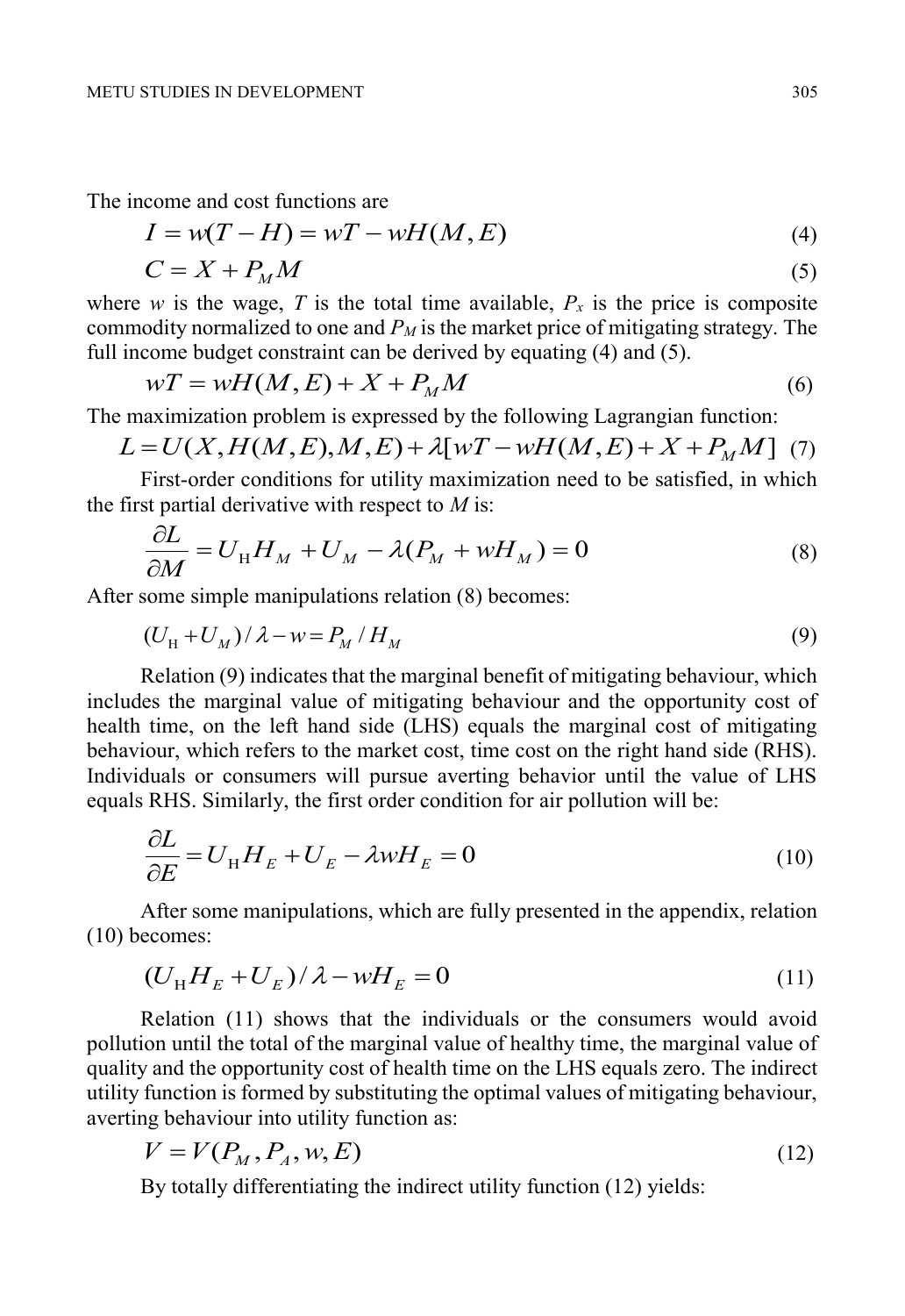The income and cost functions are

$$I = w(T - H) = wT - wH(M, E) \tag{4}$$

$$C = X + P_M M \tag{5}$$

where $w$ is the wage, $T$ is the total time available, $P_x$ is the price is composite commodity normalized to one and $P_M$ is the market price of mitigating strategy. The full income budget constraint can be derived by equating (4) and (5).

$$wT = wH(M, E) + X + P_M M \tag{6}$$

The maximization problem is expressed by the following Lagrangian function:

$$L = U(X, H(M, E), M, E) + \lambda[wT - wH(M, E) + X + P_M M] \tag{7}$$

First-order conditions for utility maximization need to be satisfied, in which the first partial derivative with respect to $M$ is:

$$\frac{\partial L}{\partial M} = U_H H_M + U_M - \lambda(P_M + wH_M) = 0 \tag{8}$$

After some simple manipulations relation (8) becomes:

$$(U_H + U_M)/\lambda - w = P_M / H_M \tag{9}$$

Relation (9) indicates that the marginal benefit of mitigating behaviour, which includes the marginal value of mitigating behaviour and the opportunity cost of health time, on the left hand side (LHS) equals the marginal cost of mitigating behaviour, which refers to the market cost, time cost on the right hand side (RHS). Individuals or consumers will pursue averting behavior until the value of LHS equals RHS. Similarly, the first order condition for air pollution will be:

$$\frac{\partial L}{\partial E} = U_H H_E + U_E - \lambda w H_E = 0 \tag{10}$$

After some manipulations, which are fully presented in the appendix, relation (10) becomes:

$$(U_H H_E + U_E)/\lambda - wH_E = 0 \tag{11}$$

Relation (11) shows that the individuals or the consumers would avoid pollution until the total of the marginal value of healthy time, the marginal value of quality and the opportunity cost of health time on the LHS equals zero. The indirect utility function is formed by substituting the optimal values of mitigating behaviour, averting behaviour into utility function as:

$$V = V(P_M, P_A, w, E) \tag{12}$$

By totally differentiating the indirect utility function (12) yields: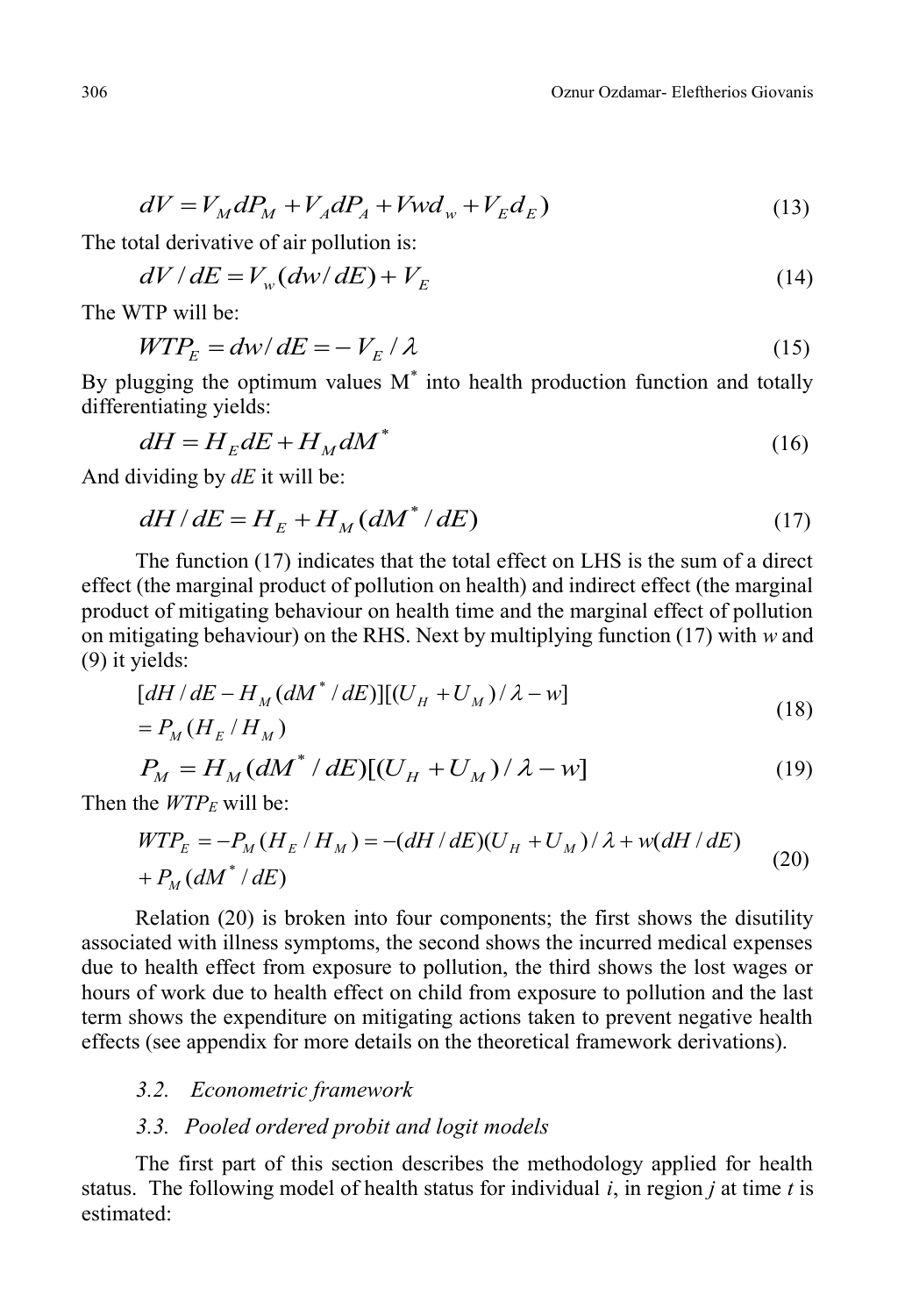$$dV = V_M dP_M + V_A dP_A + Vwd_w + V_E d_E) \tag{13}$$

The total derivative of air pollution is:

$$dV / dE = V_w (dw / dE) + V_E \tag{14}$$

The WTP will be:

$$WTP_E = dw / dE = -V_E / \lambda \tag{15}$$

By plugging the optimum values M* into health production function and totally differentiating yields:

$$dH = H_E dE + H_M dM^* \tag{16}$$

And dividing by *dE* it will be:

$$dH / dE = H_E + H_M (dM^* / dE) \tag{17}$$

The function (17) indicates that the total effect on LHS is the sum of a direct effect (the marginal product of pollution on health) and indirect effect (the marginal product of mitigating behaviour on health time and the marginal effect of pollution on mitigating behaviour) on the RHS. Next by multiplying function (17) with *w* and (9) it yields:

$$\begin{aligned} &[dH / dE - H_M (dM^* / dE)][(U_H + U_M) / \lambda - w] \\ &= P_M (H_E / H_M) \end{aligned} \tag{18}$$

$$P_M = H_M (dM^* / dE)[(U_H + U_M) / \lambda - w] \tag{19}$$

Then the $WTP_E$ will be:

$$\begin{aligned} WTP_E &= -P_M (H_E / H_M) = -(dH / dE)(U_H + U_M) / \lambda + w(dH / dE) \\ &+ P_M (dM^* / dE) \end{aligned} \tag{20}$$

Relation (20) is broken into four components; the first shows the disutility associated with illness symptoms, the second shows the incurred medical expenses due to health effect from exposure to pollution, the third shows the lost wages or hours of work due to health effect on child from exposure to pollution and the last term shows the expenditure on mitigating actions taken to prevent negative health effects (see appendix for more details on the theoretical framework derivations).

### *3.2. Econometric framework*

### *3.3. Pooled ordered probit and logit models*

The first part of this section describes the methodology applied for health status. The following model of health status for individual *i*, in region *j* at time *t* is estimated: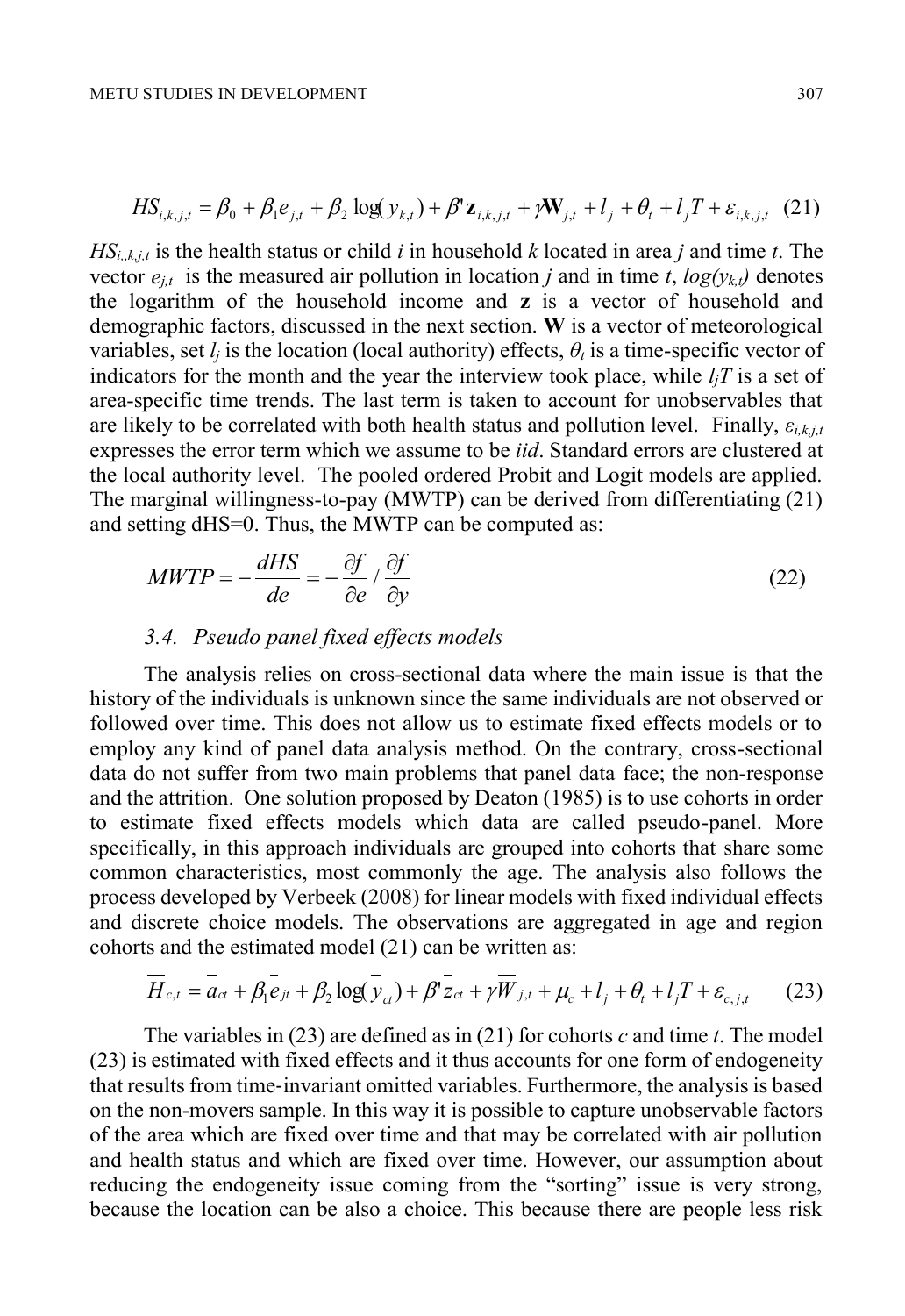$$HS_{i,k,j,t} = \beta_0 + \beta_1 e_{j,t} + \beta_2 \log(y_{k,t}) + \beta' \mathbf{z}_{i,k,j,t} + \gamma \mathbf{W}_{j,t} + l_j + \theta_t + l_j T + \varepsilon_{i,k,j,t} \quad (21)$$

$HS_{i,,k,j,t}$ is the health status or child $i$ in household $k$ located in area $j$ and time $t$. The vector $e_{j,t}$ is the measured air pollution in location $j$ and in time $t$, $log(y_{k,t})$ denotes the logarithm of the household income and **z** is a vector of household and demographic factors, discussed in the next section. **W** is a vector of meteorological variables, set $l_j$ is the location (local authority) effects, $\theta_t$ is a time-specific vector of indicators for the month and the year the interview took place, while $l_jT$ is a set of area-specific time trends. The last term is taken to account for unobservables that are likely to be correlated with both health status and pollution level. Finally, $\varepsilon_{i,k,j,t}$ expresses the error term which we assume to be *iid*. Standard errors are clustered at the local authority level. The pooled ordered Probit and Logit models are applied. The marginal willingness-to-pay (MWTP) can be derived from differentiating (21) and setting dHS=0. Thus, the MWTP can be computed as:

$$MWTP = -\frac{dHS}{de} = -\frac{\partial f}{\partial e} / \frac{\partial f}{\partial y} \quad (22)$$

### *3.4. Pseudo panel fixed effects models*

The analysis relies on cross-sectional data where the main issue is that the history of the individuals is unknown since the same individuals are not observed or followed over time. This does not allow us to estimate fixed effects models or to employ any kind of panel data analysis method. On the contrary, cross-sectional data do not suffer from two main problems that panel data face; the non-response and the attrition. One solution proposed by Deaton (1985) is to use cohorts in order to estimate fixed effects models which data are called pseudo-panel. More specifically, in this approach individuals are grouped into cohorts that share some common characteristics, most commonly the age. The analysis also follows the process developed by Verbeek (2008) for linear models with fixed individual effects and discrete choice models. The observations are aggregated in age and region cohorts and the estimated model (21) can be written as:

$$\overline{H}_{c,t} = \overline{a}_{ct} + \beta_1 \overline{e}_{jt} + \beta_2 \log(\overline{y}_{ct}) + \beta' \overline{z}_{ct} + \gamma \overline{W}_{j,t} + \mu_c + l_j + \theta_t + l_j T + \varepsilon_{c,j,t} \quad (23)$$

The variables in (23) are defined as in (21) for cohorts $c$ and time $t$. The model (23) is estimated with fixed effects and it thus accounts for one form of endogeneity that results from time-invariant omitted variables. Furthermore, the analysis is based on the non-movers sample. In this way it is possible to capture unobservable factors of the area which are fixed over time and that may be correlated with air pollution and health status and which are fixed over time. However, our assumption about reducing the endogeneity issue coming from the "sorting" issue is very strong, because the location can be also a choice. This because there are people less risk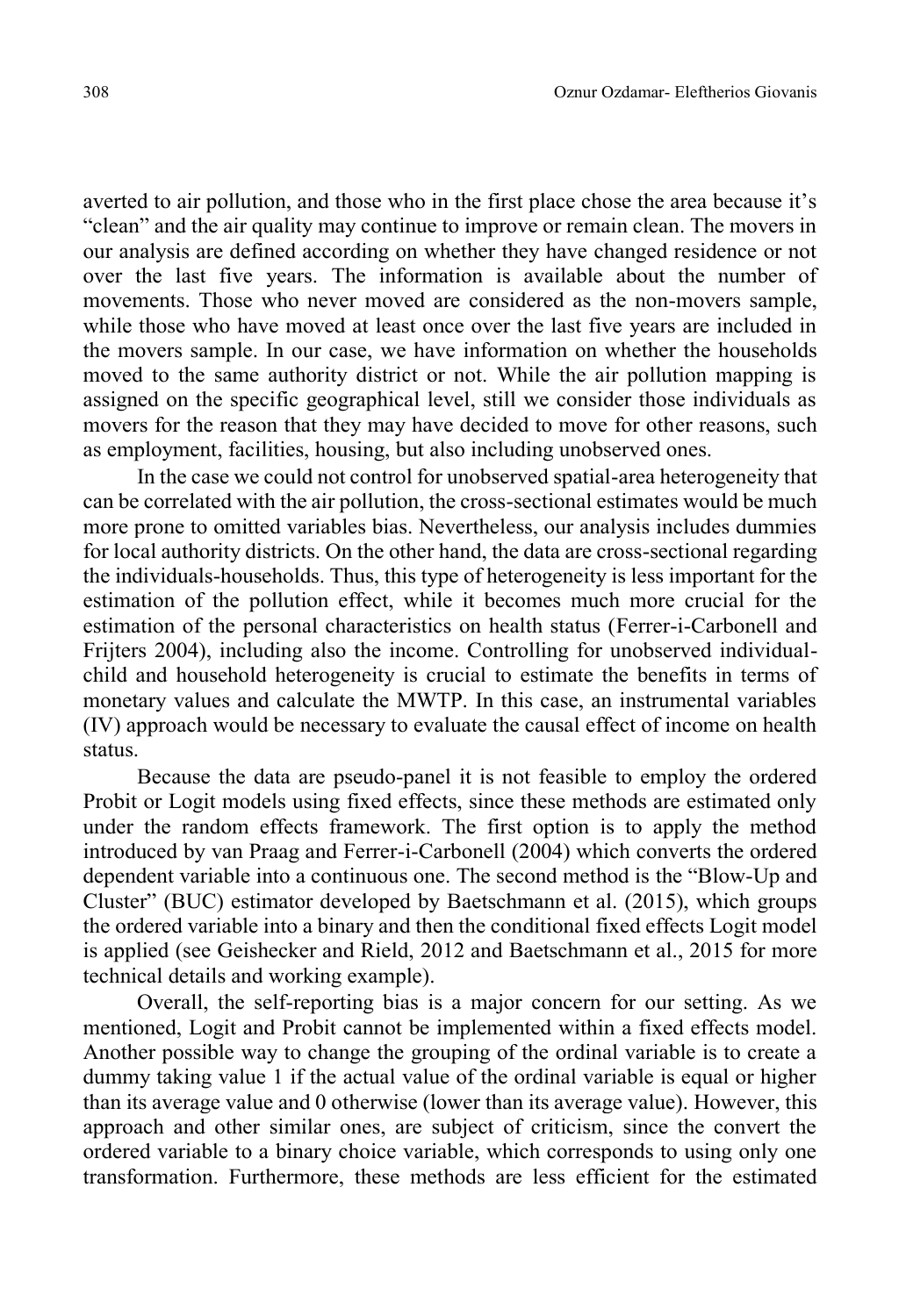averted to air pollution, and those who in the first place chose the area because it's "clean" and the air quality may continue to improve or remain clean. The movers in our analysis are defined according on whether they have changed residence or not over the last five years. The information is available about the number of movements. Those who never moved are considered as the non-movers sample, while those who have moved at least once over the last five years are included in the movers sample. In our case, we have information on whether the households moved to the same authority district or not. While the air pollution mapping is assigned on the specific geographical level, still we consider those individuals as movers for the reason that they may have decided to move for other reasons, such as employment, facilities, housing, but also including unobserved ones.

In the case we could not control for unobserved spatial-area heterogeneity that can be correlated with the air pollution, the cross-sectional estimates would be much more prone to omitted variables bias. Nevertheless, our analysis includes dummies for local authority districts. On the other hand, the data are cross-sectional regarding the individuals-households. Thus, this type of heterogeneity is less important for the estimation of the pollution effect, while it becomes much more crucial for the estimation of the personal characteristics on health status (Ferrer-i-Carbonell and Frijters 2004), including also the income. Controlling for unobserved individual-child and household heterogeneity is crucial to estimate the benefits in terms of monetary values and calculate the MWTP. In this case, an instrumental variables (IV) approach would be necessary to evaluate the causal effect of income on health status.

Because the data are pseudo-panel it is not feasible to employ the ordered Probit or Logit models using fixed effects, since these methods are estimated only under the random effects framework. The first option is to apply the method introduced by van Praag and Ferrer-i-Carbonell (2004) which converts the ordered dependent variable into a continuous one. The second method is the "Blow-Up and Cluster" (BUC) estimator developed by Baetschmann et al. (2015), which groups the ordered variable into a binary and then the conditional fixed effects Logit model is applied (see Geishecker and Rield, 2012 and Baetschmann et al., 2015 for more technical details and working example).

Overall, the self-reporting bias is a major concern for our setting. As we mentioned, Logit and Probit cannot be implemented within a fixed effects model. Another possible way to change the grouping of the ordinal variable is to create a dummy taking value 1 if the actual value of the ordinal variable is equal or higher than its average value and 0 otherwise (lower than its average value). However, this approach and other similar ones, are subject of criticism, since the convert the ordered variable to a binary choice variable, which corresponds to using only one transformation. Furthermore, these methods are less efficient for the estimated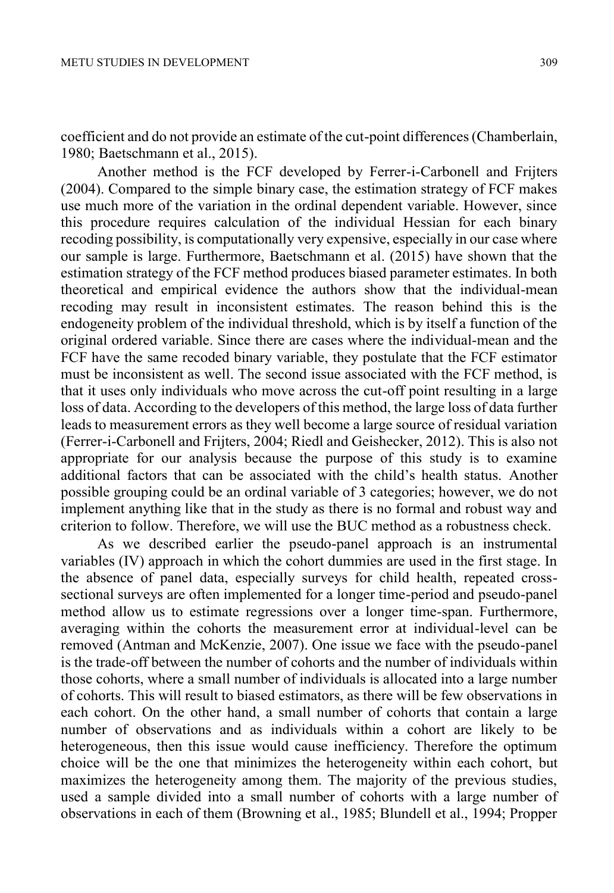coefficient and do not provide an estimate of the cut-point differences (Chamberlain, 1980; Baetschmann et al., 2015).

Another method is the FCF developed by Ferrer-i-Carbonell and Frijters (2004). Compared to the simple binary case, the estimation strategy of FCF makes use much more of the variation in the ordinal dependent variable. However, since this procedure requires calculation of the individual Hessian for each binary recoding possibility, is computationally very expensive, especially in our case where our sample is large. Furthermore, Baetschmann et al. (2015) have shown that the estimation strategy of the FCF method produces biased parameter estimates. In both theoretical and empirical evidence the authors show that the individual-mean recoding may result in inconsistent estimates. The reason behind this is the endogeneity problem of the individual threshold, which is by itself a function of the original ordered variable. Since there are cases where the individual-mean and the FCF have the same recoded binary variable, they postulate that the FCF estimator must be inconsistent as well. The second issue associated with the FCF method, is that it uses only individuals who move across the cut-off point resulting in a large loss of data. According to the developers of this method, the large loss of data further leads to measurement errors as they well become a large source of residual variation (Ferrer-i-Carbonell and Frijters, 2004; Riedl and Geishecker, 2012). This is also not appropriate for our analysis because the purpose of this study is to examine additional factors that can be associated with the child's health status. Another possible grouping could be an ordinal variable of 3 categories; however, we do not implement anything like that in the study as there is no formal and robust way and criterion to follow. Therefore, we will use the BUC method as a robustness check.

As we described earlier the pseudo-panel approach is an instrumental variables (IV) approach in which the cohort dummies are used in the first stage. In the absence of panel data, especially surveys for child health, repeated cross-sectional surveys are often implemented for a longer time-period and pseudo-panel method allow us to estimate regressions over a longer time-span. Furthermore, averaging within the cohorts the measurement error at individual-level can be removed (Antman and McKenzie, 2007). One issue we face with the pseudo-panel is the trade-off between the number of cohorts and the number of individuals within those cohorts, where a small number of individuals is allocated into a large number of cohorts. This will result to biased estimators, as there will be few observations in each cohort. On the other hand, a small number of cohorts that contain a large number of observations and as individuals within a cohort are likely to be heterogeneous, then this issue would cause inefficiency. Therefore the optimum choice will be the one that minimizes the heterogeneity within each cohort, but maximizes the heterogeneity among them. The majority of the previous studies, used a sample divided into a small number of cohorts with a large number of observations in each of them (Browning et al., 1985; Blundell et al., 1994; Propper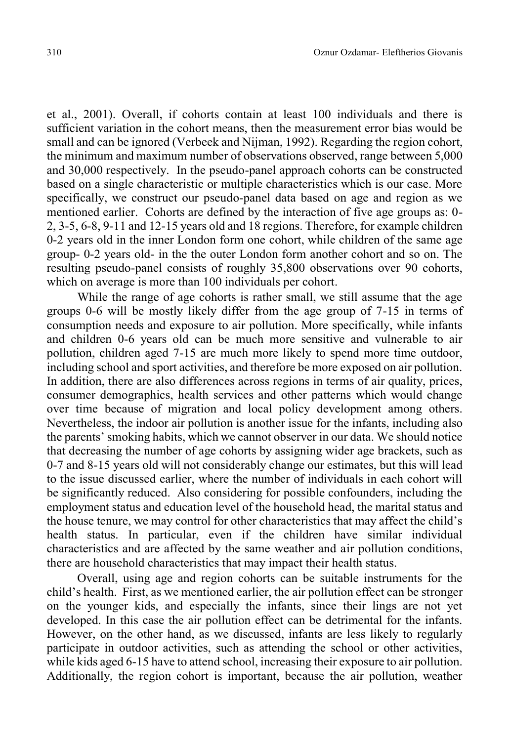et al., 2001). Overall, if cohorts contain at least 100 individuals and there is sufficient variation in the cohort means, then the measurement error bias would be small and can be ignored (Verbeek and Nijman, 1992). Regarding the region cohort, the minimum and maximum number of observations observed, range between 5,000 and 30,000 respectively. In the pseudo-panel approach cohorts can be constructed based on a single characteristic or multiple characteristics which is our case. More specifically, we construct our pseudo-panel data based on age and region as we mentioned earlier. Cohorts are defined by the interaction of five age groups as: 0-2, 3-5, 6-8, 9-11 and 12-15 years old and 18 regions. Therefore, for example children 0-2 years old in the inner London form one cohort, while children of the same age group- 0-2 years old- in the the outer London form another cohort and so on. The resulting pseudo-panel consists of roughly 35,800 observations over 90 cohorts, which on average is more than 100 individuals per cohort.

While the range of age cohorts is rather small, we still assume that the age groups 0-6 will be mostly likely differ from the age group of 7-15 in terms of consumption needs and exposure to air pollution. More specifically, while infants and children 0-6 years old can be much more sensitive and vulnerable to air pollution, children aged 7-15 are much more likely to spend more time outdoor, including school and sport activities, and therefore be more exposed on air pollution. In addition, there are also differences across regions in terms of air quality, prices, consumer demographics, health services and other patterns which would change over time because of migration and local policy development among others. Nevertheless, the indoor air pollution is another issue for the infants, including also the parents' smoking habits, which we cannot observer in our data. We should notice that decreasing the number of age cohorts by assigning wider age brackets, such as 0-7 and 8-15 years old will not considerably change our estimates, but this will lead to the issue discussed earlier, where the number of individuals in each cohort will be significantly reduced. Also considering for possible confounders, including the employment status and education level of the household head, the marital status and the house tenure, we may control for other characteristics that may affect the child's health status. In particular, even if the children have similar individual characteristics and are affected by the same weather and air pollution conditions, there are household characteristics that may impact their health status.

Overall, using age and region cohorts can be suitable instruments for the child's health. First, as we mentioned earlier, the air pollution effect can be stronger on the younger kids, and especially the infants, since their lings are not yet developed. In this case the air pollution effect can be detrimental for the infants. However, on the other hand, as we discussed, infants are less likely to regularly participate in outdoor activities, such as attending the school or other activities, while kids aged 6-15 have to attend school, increasing their exposure to air pollution. Additionally, the region cohort is important, because the air pollution, weather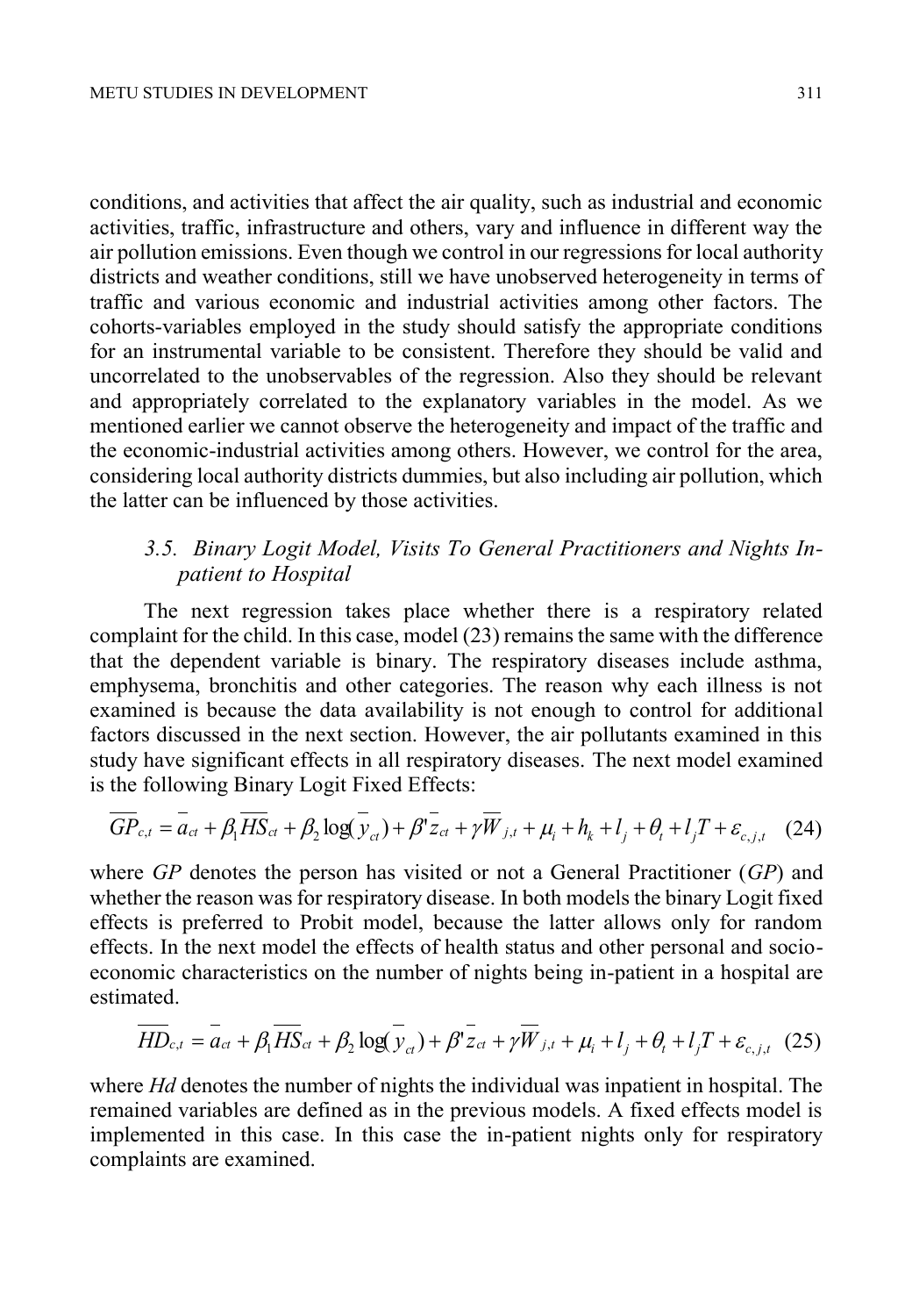conditions, and activities that affect the air quality, such as industrial and economic activities, traffic, infrastructure and others, vary and influence in different way the air pollution emissions. Even though we control in our regressions for local authority districts and weather conditions, still we have unobserved heterogeneity in terms of traffic and various economic and industrial activities among other factors. The cohorts-variables employed in the study should satisfy the appropriate conditions for an instrumental variable to be consistent. Therefore they should be valid and uncorrelated to the unobservables of the regression. Also they should be relevant and appropriately correlated to the explanatory variables in the model. As we mentioned earlier we cannot observe the heterogeneity and impact of the traffic and the economic-industrial activities among others. However, we control for the area, considering local authority districts dummies, but also including air pollution, which the latter can be influenced by those activities.

### *3.5. Binary Logit Model, Visits To General Practitioners and Nights In-patient to Hospital*

The next regression takes place whether there is a respiratory related complaint for the child. In this case, model (23) remains the same with the difference that the dependent variable is binary. The respiratory diseases include asthma, emphysema, bronchitis and other categories. The reason why each illness is not examined is because the data availability is not enough to control for additional factors discussed in the next section. However, the air pollutants examined in this study have significant effects in all respiratory diseases. The next model examined is the following Binary Logit Fixed Effects:

$$\overline{GP}_{c,t} = \overline{a}_{ct} + \beta_1 \overline{HS}_{ct} + \beta_2 \log(\overline{y}_{ct}) + \beta' \overline{z}_{ct} + \gamma \overline{W}_{j,t} + \mu_i + h_k + l_j + \theta_t + l_j T + \varepsilon_{c,j,t} \quad (24)$$

where *GP* denotes the person has visited or not a General Practitioner (*GP*) and whether the reason was for respiratory disease. In both models the binary Logit fixed effects is preferred to Probit model, because the latter allows only for random effects. In the next model the effects of health status and other personal and socio-economic characteristics on the number of nights being in-patient in a hospital are estimated.

$$\overline{HD}_{c,t} = \overline{a}_{ct} + \beta_1 \overline{HS}_{ct} + \beta_2 \log(\overline{y}_{ct}) + \beta' \overline{z}_{ct} + \gamma \overline{W}_{j,t} + \mu_i + l_j + \theta_t + l_j T + \varepsilon_{c,j,t} \quad (25)$$

where *Hd* denotes the number of nights the individual was inpatient in hospital. The remained variables are defined as in the previous models. A fixed effects model is implemented in this case. In this case the in-patient nights only for respiratory complaints are examined.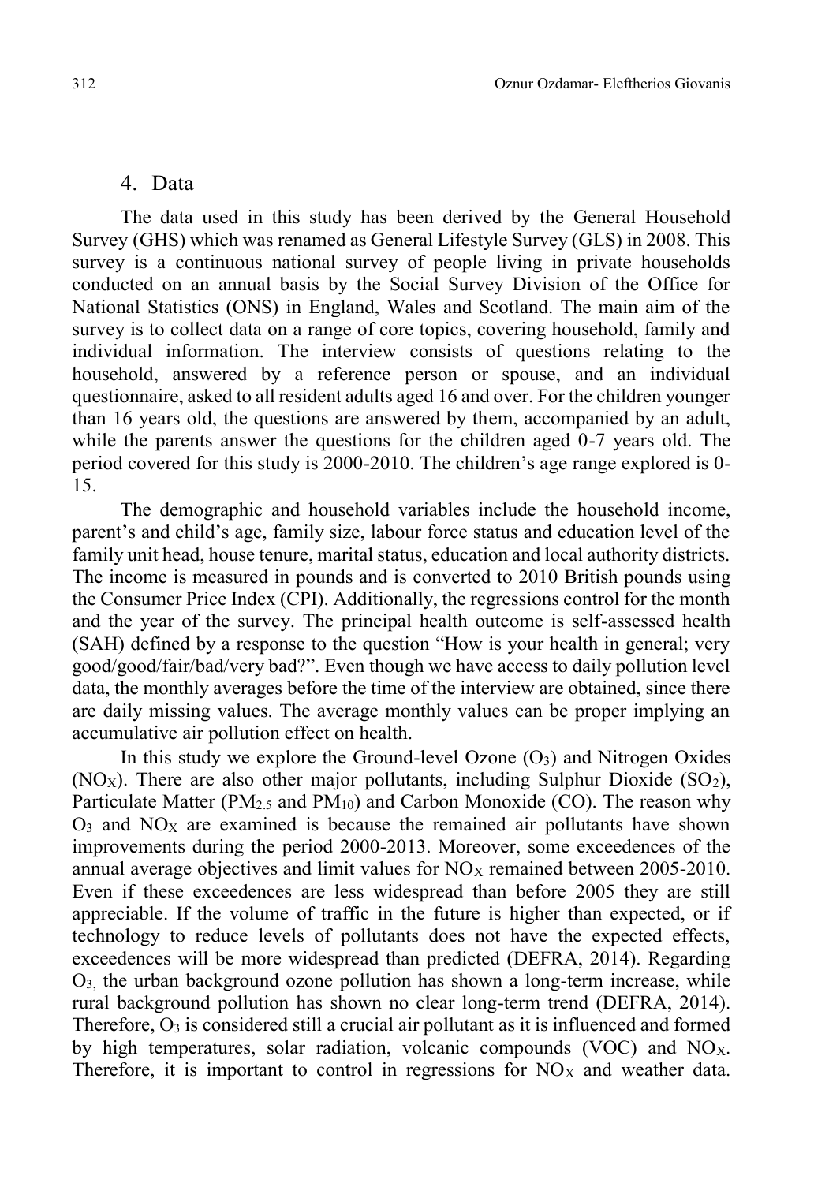## 4. Data

The data used in this study has been derived by the General Household Survey (GHS) which was renamed as General Lifestyle Survey (GLS) in 2008. This survey is a continuous national survey of people living in private households conducted on an annual basis by the Social Survey Division of the Office for National Statistics (ONS) in England, Wales and Scotland. The main aim of the survey is to collect data on a range of core topics, covering household, family and individual information. The interview consists of questions relating to the household, answered by a reference person or spouse, and an individual questionnaire, asked to all resident adults aged 16 and over. For the children younger than 16 years old, the questions are answered by them, accompanied by an adult, while the parents answer the questions for the children aged 0-7 years old. The period covered for this study is 2000-2010. The children's age range explored is 0-15.

The demographic and household variables include the household income, parent's and child's age, family size, labour force status and education level of the family unit head, house tenure, marital status, education and local authority districts. The income is measured in pounds and is converted to 2010 British pounds using the Consumer Price Index (CPI). Additionally, the regressions control for the month and the year of the survey. The principal health outcome is self-assessed health (SAH) defined by a response to the question "How is your health in general; very good/good/fair/bad/very bad?". Even though we have access to daily pollution level data, the monthly averages before the time of the interview are obtained, since there are daily missing values. The average monthly values can be proper implying an accumulative air pollution effect on health.

In this study we explore the Ground-level Ozone ($O_3$) and Nitrogen Oxides ($NO_X$). There are also other major pollutants, including Sulphur Dioxide ($SO_2$), Particulate Matter ($PM_{2.5}$ and $PM_{10}$) and Carbon Monoxide (CO). The reason why $O_3$ and $NO_X$ are examined is because the remained air pollutants have shown improvements during the period 2000-2013. Moreover, some exceedences of the annual average objectives and limit values for $NO_X$ remained between 2005-2010. Even if these exceedences are less widespread than before 2005 they are still appreciable. If the volume of traffic in the future is higher than expected, or if technology to reduce levels of pollutants does not have the expected effects, exceedences will be more widespread than predicted (DEFRA, 2014). Regarding $O_3$, the urban background ozone pollution has shown a long-term increase, while rural background pollution has shown no clear long-term trend (DEFRA, 2014). Therefore, $O_3$ is considered still a crucial air pollutant as it is influenced and formed by high temperatures, solar radiation, volcanic compounds (VOC) and $NO_X$. Therefore, it is important to control in regressions for $NO_X$ and weather data.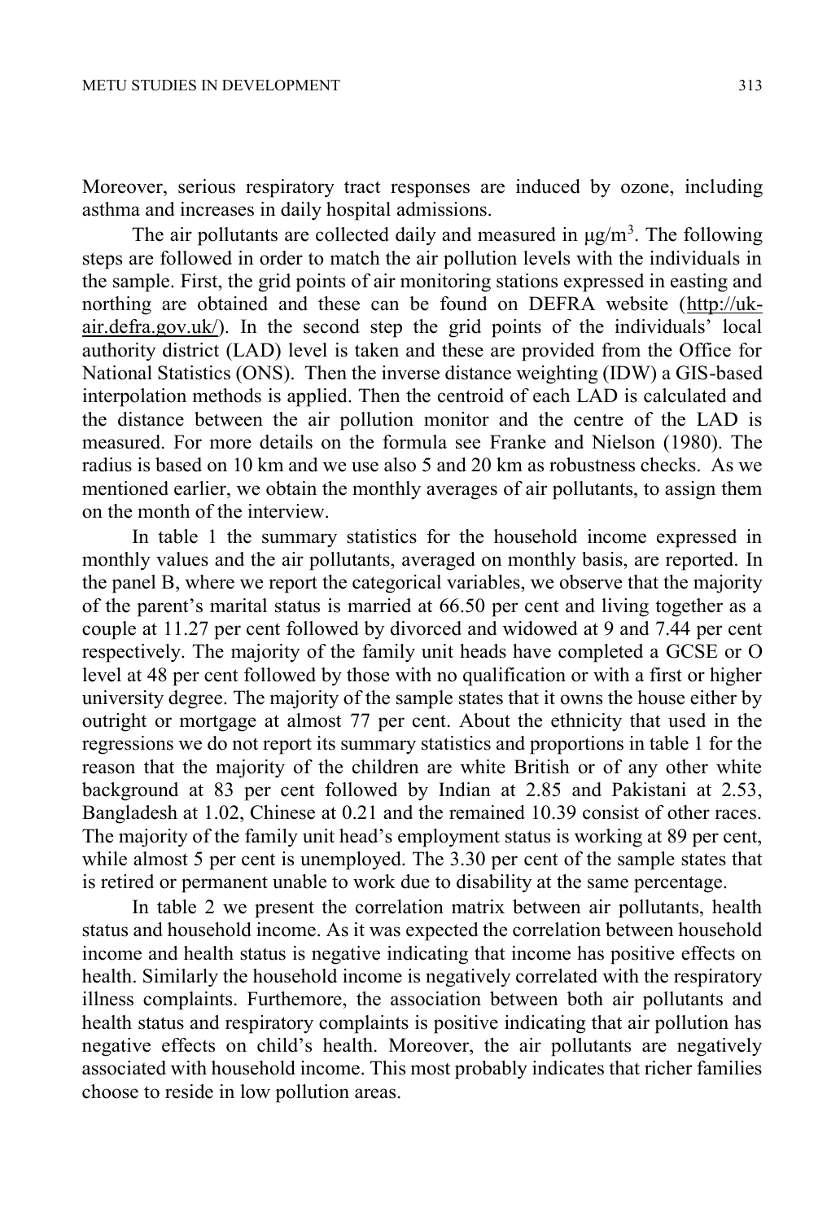Moreover, serious respiratory tract responses are induced by ozone, including asthma and increases in daily hospital admissions.

The air pollutants are collected daily and measured in μg/m$^3$. The following steps are followed in order to match the air pollution levels with the individuals in the sample. First, the grid points of air monitoring stations expressed in easting and northing are obtained and these can be found on DEFRA website (http://uk-air.defra.gov.uk/). In the second step the grid points of the individuals' local authority district (LAD) level is taken and these are provided from the Office for National Statistics (ONS). Then the inverse distance weighting (IDW) a GIS-based interpolation methods is applied. Then the centroid of each LAD is calculated and the distance between the air pollution monitor and the centre of the LAD is measured. For more details on the formula see Franke and Nielson (1980). The radius is based on 10 km and we use also 5 and 20 km as robustness checks. As we mentioned earlier, we obtain the monthly averages of air pollutants, to assign them on the month of the interview.

In table 1 the summary statistics for the household income expressed in monthly values and the air pollutants, averaged on monthly basis, are reported. In the panel B, where we report the categorical variables, we observe that the majority of the parent's marital status is married at 66.50 per cent and living together as a couple at 11.27 per cent followed by divorced and widowed at 9 and 7.44 per cent respectively. The majority of the family unit heads have completed a GCSE or O level at 48 per cent followed by those with no qualification or with a first or higher university degree. The majority of the sample states that it owns the house either by outright or mortgage at almost 77 per cent. About the ethnicity that used in the regressions we do not report its summary statistics and proportions in table 1 for the reason that the majority of the children are white British or of any other white background at 83 per cent followed by Indian at 2.85 and Pakistani at 2.53, Bangladesh at 1.02, Chinese at 0.21 and the remained 10.39 consist of other races. The majority of the family unit head's employment status is working at 89 per cent, while almost 5 per cent is unemployed. The 3.30 per cent of the sample states that is retired or permanent unable to work due to disability at the same percentage.

In table 2 we present the correlation matrix between air pollutants, health status and household income. As it was expected the correlation between household income and health status is negative indicating that income has positive effects on health. Similarly the household income is negatively correlated with the respiratory illness complaints. Furthemore, the association between both air pollutants and health status and respiratory complaints is positive indicating that air pollution has negative effects on child's health. Moreover, the air pollutants are negatively associated with household income. This most probably indicates that richer families choose to reside in low pollution areas.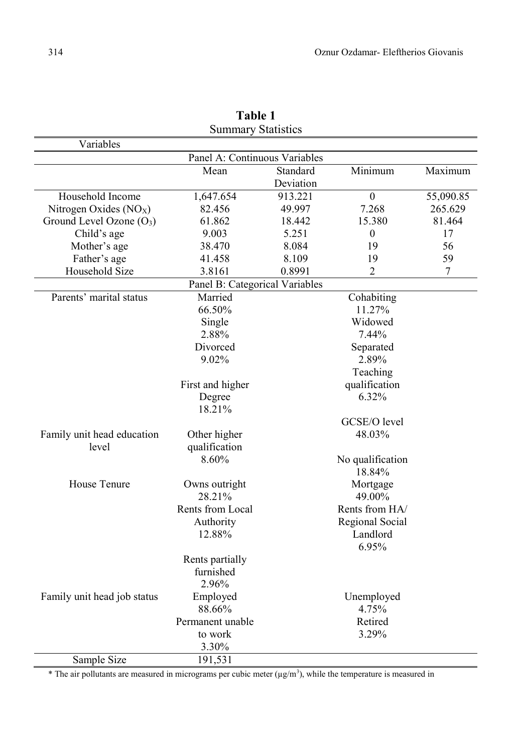**Table 1**

Summary Statistics

| Variables | | | | |
|---|---|---|---|---|
| **Panel A: Continuous Variables** | | | | |
| | Mean | Standard Deviation | Minimum | Maximum |
| Household Income | 1,647.654 | 913.221 | 0 | 55,090.85 |
| Nitrogen Oxides ($NO_X$) | 82.456 | 49.997 | 7.268 | 265.629 |
| Ground Level Ozone ($O_3$) | 61.862 | 18.442 | 15.380 | 81.464 |
| Child's age | 9.003 | 5.251 | 0 | 17 |
| Mother's age | 38.470 | 8.084 | 19 | 56 |
| Father's age | 41.458 | 8.109 | 19 | 59 |
| Household Size | 3.8161 | 0.8991 | 2 | 7 |
| **Panel B: Categorical Variables** | | | | |
| Parents' marital status | Married 66.50% | | Cohabiting 11.27% | |
| | Single 2.88% | | Widowed 7.44% | |
| | Divorced 9.02% | | Separated 2.89% | |
| Family unit head education level | First and higher Degree 18.21% | | Teaching qualification 6.32% | |
| | Other higher qualification 8.60% | | GCSE/O level 48.03% | |
| | | | No qualification 18.84% | |
| House Tenure | Owns outright 28.21% | | Mortgage 49.00% | |
| | Rents from Local Authority 12.88% | | Rents from HA/ Regional Social Landlord 6.95% | |
| | Rents partially furnished 2.96% | | | |
| Family unit head job status | Employed 88.66% | | Unemployed 4.75% | |
| | Permanent unable to work 3.30% | | Retired 3.29% | |
| Sample Size | 191,531 | | | |

* The air pollutants are measured in micrograms per cubic meter (μg/$m^3$), while the temperature is measured in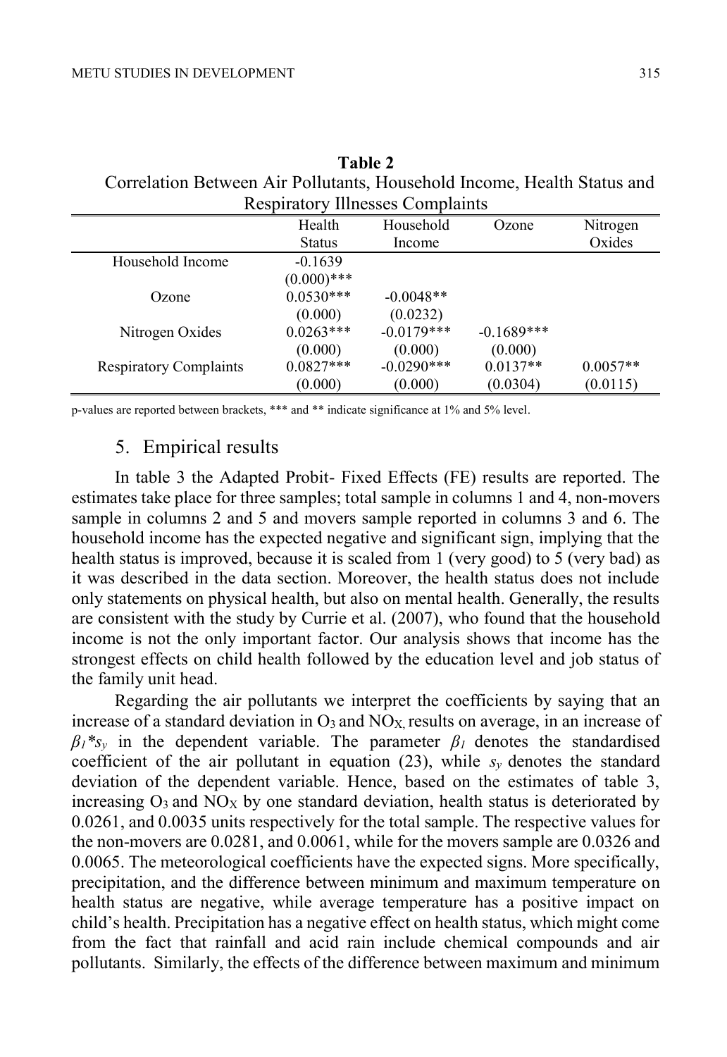**Table 2**
Correlation Between Air Pollutants, Household Income, Health Status and Respiratory Illnesses Complaints

| | Health Status | Household Income | Ozone | Nitrogen Oxides |
|---|---|---|---|---|
| Household Income | -0.1639 | | | |
| | (0.000)*** | | | |
| Ozone | 0.0530*** | -0.0048** | | |
| | (0.000) | (0.0232) | | |
| Nitrogen Oxides | 0.0263*** | -0.0179*** | -0.1689*** | |
| | (0.000) | (0.000) | (0.000) | |
| Respiratory Complaints | 0.0827*** | -0.0290*** | 0.0137** | 0.0057** |
| | (0.000) | (0.000) | (0.0304) | (0.0115) |

p-values are reported between brackets, *** and ** indicate significance at 1% and 5% level.

## 5. Empirical results

In table 3 the Adapted Probit- Fixed Effects (FE) results are reported. The estimates take place for three samples; total sample in columns 1 and 4, non-movers sample in columns 2 and 5 and movers sample reported in columns 3 and 6. The household income has the expected negative and significant sign, implying that the health status is improved, because it is scaled from 1 (very good) to 5 (very bad) as it was described in the data section. Moreover, the health status does not include only statements on physical health, but also on mental health. Generally, the results are consistent with the study by Currie et al. (2007), who found that the household income is not the only important factor. Our analysis shows that income has the strongest effects on child health followed by the education level and job status of the family unit head.

Regarding the air pollutants we interpret the coefficients by saying that an increase of a standard deviation in $O_3$ and $NO_X$, results on average, in an increase of $\beta_1 * s_y$ in the dependent variable. The parameter $\beta_1$ denotes the standardised coefficient of the air pollutant in equation (23), while $s_y$ denotes the standard deviation of the dependent variable. Hence, based on the estimates of table 3, increasing $O_3$ and $NO_X$ by one standard deviation, health status is deteriorated by 0.0261, and 0.0035 units respectively for the total sample. The respective values for the non-movers are 0.0281, and 0.0061, while for the movers sample are 0.0326 and 0.0065. The meteorological coefficients have the expected signs. More specifically, precipitation, and the difference between minimum and maximum temperature on health status are negative, while average temperature has a positive impact on child's health. Precipitation has a negative effect on health status, which might come from the fact that rainfall and acid rain include chemical compounds and air pollutants. Similarly, the effects of the difference between maximum and minimum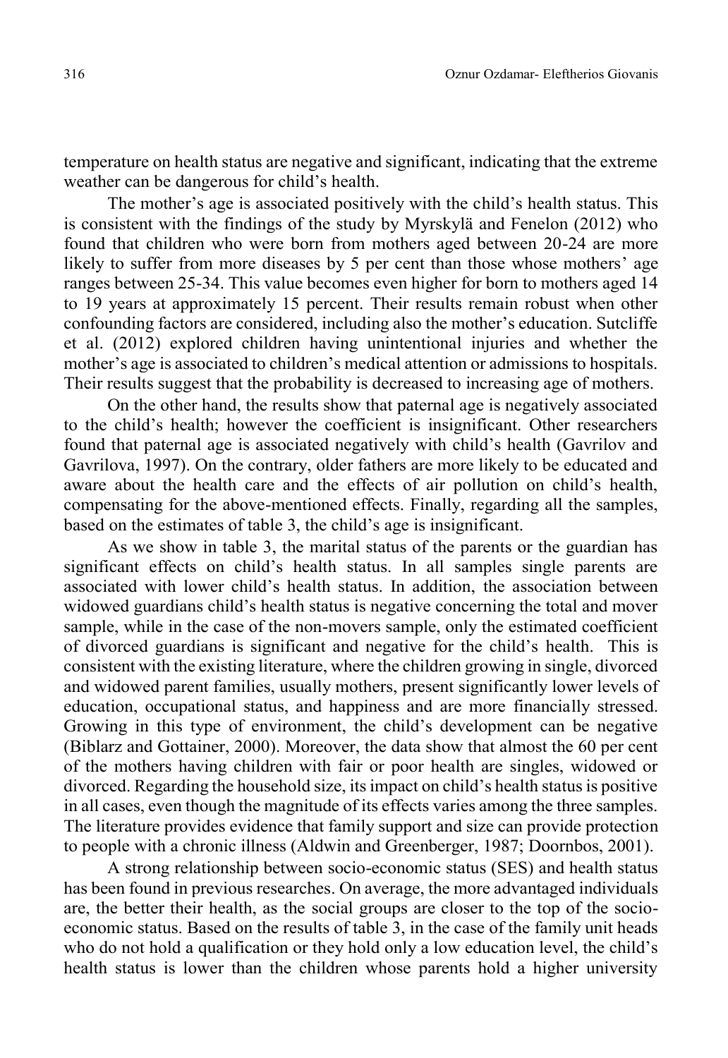temperature on health status are negative and significant, indicating that the extreme weather can be dangerous for child's health.

The mother's age is associated positively with the child's health status. This is consistent with the findings of the study by Myrskylä and Fenelon (2012) who found that children who were born from mothers aged between 20-24 are more likely to suffer from more diseases by 5 per cent than those whose mothers' age ranges between 25-34. This value becomes even higher for born to mothers aged 14 to 19 years at approximately 15 percent. Their results remain robust when other confounding factors are considered, including also the mother's education. Sutcliffe et al. (2012) explored children having unintentional injuries and whether the mother's age is associated to children's medical attention or admissions to hospitals. Their results suggest that the probability is decreased to increasing age of mothers.

On the other hand, the results show that paternal age is negatively associated to the child's health; however the coefficient is insignificant. Other researchers found that paternal age is associated negatively with child's health (Gavrilov and Gavrilova, 1997). On the contrary, older fathers are more likely to be educated and aware about the health care and the effects of air pollution on child's health, compensating for the above-mentioned effects. Finally, regarding all the samples, based on the estimates of table 3, the child's age is insignificant.

As we show in table 3, the marital status of the parents or the guardian has significant effects on child's health status. In all samples single parents are associated with lower child's health status. In addition, the association between widowed guardians child's health status is negative concerning the total and mover sample, while in the case of the non-movers sample, only the estimated coefficient of divorced guardians is significant and negative for the child's health. This is consistent with the existing literature, where the children growing in single, divorced and widowed parent families, usually mothers, present significantly lower levels of education, occupational status, and happiness and are more financially stressed. Growing in this type of environment, the child's development can be negative (Biblarz and Gottainer, 2000). Moreover, the data show that almost the 60 per cent of the mothers having children with fair or poor health are singles, widowed or divorced. Regarding the household size, its impact on child's health status is positive in all cases, even though the magnitude of its effects varies among the three samples. The literature provides evidence that family support and size can provide protection to people with a chronic illness (Aldwin and Greenberger, 1987; Doornbos, 2001).

A strong relationship between socio-economic status (SES) and health status has been found in previous researches. On average, the more advantaged individuals are, the better their health, as the social groups are closer to the top of the socio-economic status. Based on the results of table 3, in the case of the family unit heads who do not hold a qualification or they hold only a low education level, the child's health status is lower than the children whose parents hold a higher university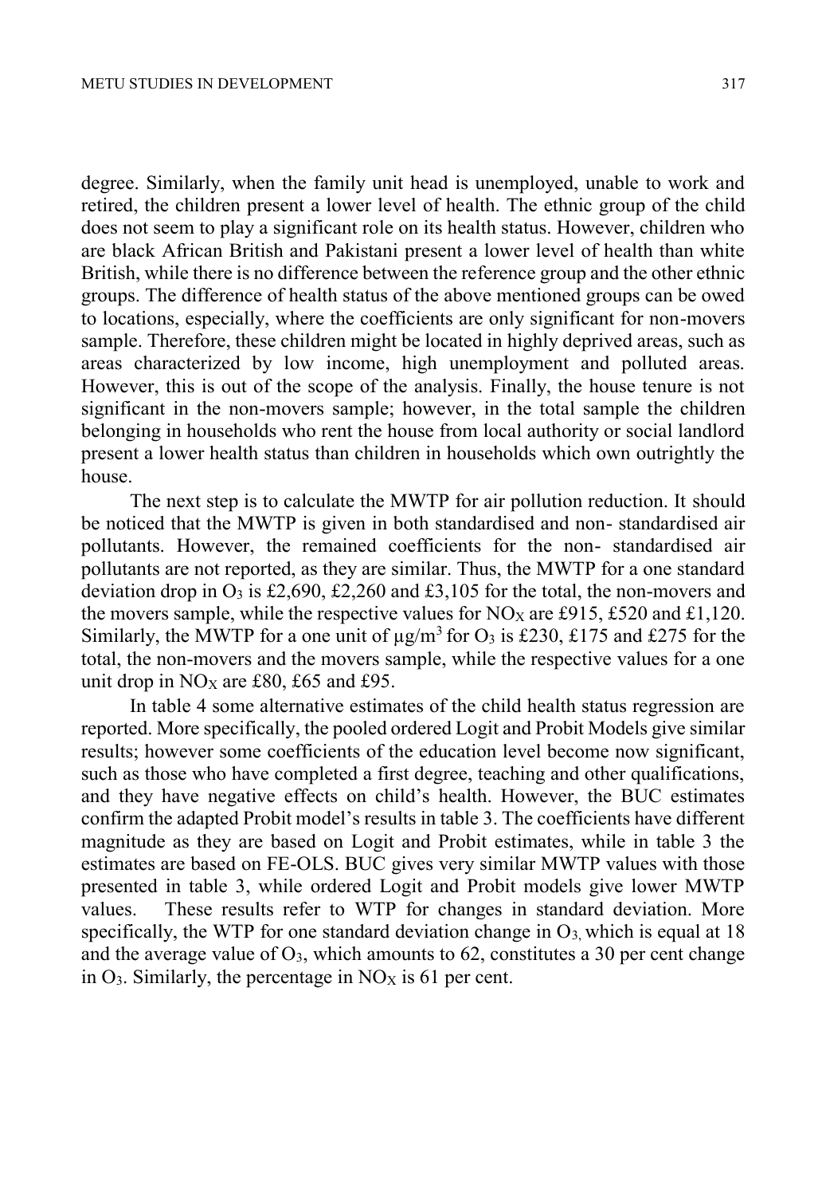degree. Similarly, when the family unit head is unemployed, unable to work and retired, the children present a lower level of health. The ethnic group of the child does not seem to play a significant role on its health status. However, children who are black African British and Pakistani present a lower level of health than white British, while there is no difference between the reference group and the other ethnic groups. The difference of health status of the above mentioned groups can be owed to locations, especially, where the coefficients are only significant for non-movers sample. Therefore, these children might be located in highly deprived areas, such as areas characterized by low income, high unemployment and polluted areas. However, this is out of the scope of the analysis. Finally, the house tenure is not significant in the non-movers sample; however, in the total sample the children belonging in households who rent the house from local authority or social landlord present a lower health status than children in households which own outrightly the house.

The next step is to calculate the MWTP for air pollution reduction. It should be noticed that the MWTP is given in both standardised and non- standardised air pollutants. However, the remained coefficients for the non- standardised air pollutants are not reported, as they are similar. Thus, the MWTP for a one standard deviation drop in $O_3$ is £2,690, £2,260 and £3,105 for the total, the non-movers and the movers sample, while the respective values for $NO_X$ are £915, £520 and £1,120. Similarly, the MWTP for a one unit of $\mu g/m^3$ for $O_3$ is £230, £175 and £275 for the total, the non-movers and the movers sample, while the respective values for a one unit drop in $NO_X$ are £80, £65 and £95.

In table 4 some alternative estimates of the child health status regression are reported. More specifically, the pooled ordered Logit and Probit Models give similar results; however some coefficients of the education level become now significant, such as those who have completed a first degree, teaching and other qualifications, and they have negative effects on child's health. However, the BUC estimates confirm the adapted Probit model's results in table 3. The coefficients have different magnitude as they are based on Logit and Probit estimates, while in table 3 the estimates are based on FE-OLS. BUC gives very similar MWTP values with those presented in table 3, while ordered Logit and Probit models give lower MWTP values. These results refer to WTP for changes in standard deviation. More specifically, the WTP for one standard deviation change in $O_3$, which is equal at 18 and the average value of $O_3$, which amounts to 62, constitutes a 30 per cent change in $O_3$. Similarly, the percentage in $NO_X$ is 61 per cent.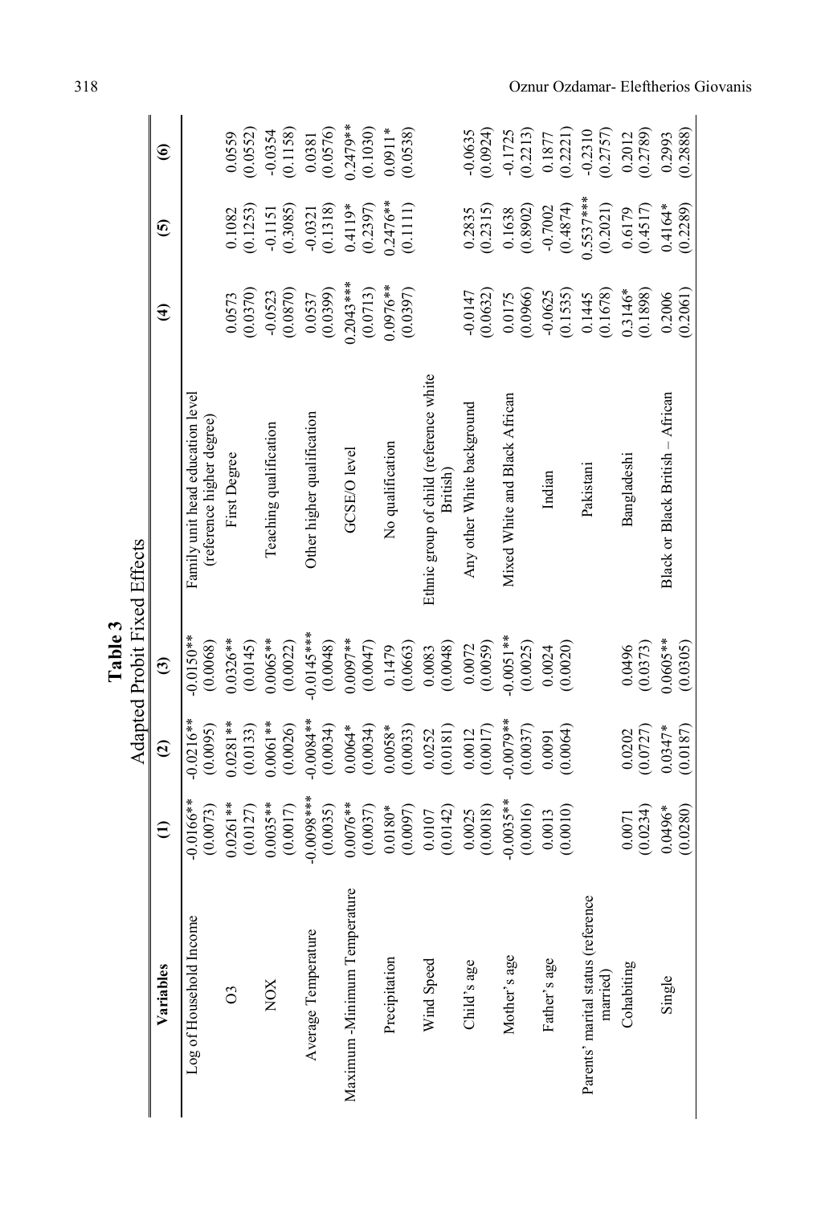**Table 3**
Adapted Probit Fixed Effects

| Variables | (1) | (2) | (3) | | (4) | (5) | (6) |
|---|---|---|---|---|---|---|---|
| Log of Household Income | -0.0166** | -0.0216** | -0.0150** | Family unit head education level (reference higher degree) | | | |
| | (0.0073) | (0.0095) | (0.0068) | | | | |
| O3 | 0.0261** | 0.0281** | 0.0326** | First Degree | 0.0573 | 0.1082 | 0.0559 |
| | (0.0127) | (0.0133) | (0.0145) | | (0.0370) | (0.1253) | (0.0552) |
| NOX | 0.0035** | 0.0061** | 0.0065** | Teaching qualification | -0.0523 | -0.1151 | -0.0354 |
| | (0.0017) | (0.0026) | (0.0022) | | (0.0870) | (0.3085) | (0.1158) |
| Average Temperature | -0.0098*** | -0.0084** | -0.0145*** | Other higher qualification | 0.0537 | -0.0321 | 0.0381 |
| | (0.0035) | (0.0034) | (0.0048) | | (0.0399) | (0.1318) | (0.0576) |
| Maximum -Minimum Temperature | 0.0076** | 0.0064* | 0.0097** | GCSE/O level | 0.2043*** | 0.4119* | 0.2479** |
| | (0.0037) | (0.0034) | (0.0047) | | (0.0713) | (0.2397) | (0.1030) |
| Precipitation | 0.0180* | 0.0058* | 0.1479 | No qualification | 0.0976** | 0.2476** | 0.0911* |
| | (0.0097) | (0.0033) | (0.0663) | | (0.0397) | (0.1111) | (0.0538) |
| Wind Speed | 0.0107 | 0.0252 | 0.0083 | Ethnic group of child (reference white British) | | | |
| | (0.0142) | (0.0181) | (0.0048) | | | | |
| Child's age | 0.0025 | 0.0012 | 0.0072 | Any other White background | -0.0147 | 0.2835 | -0.0635 |
| | (0.0018) | (0.0017) | (0.0059) | | (0.0632) | (0.2315) | (0.0924) |
| Mother's age | -0.0035** | -0.0079** | -0.0051** | Mixed White and Black African | 0.0175 | 0.1638 | -0.1725 |
| | (0.0016) | (0.0037) | (0.0025) | | (0.0966) | (0.8902) | (0.2213) |
| Father's age | 0.0013 | 0.0091 | 0.0024 | Indian | -0.0625 | -0.7002 | 0.1877 |
| | (0.0010) | (0.0064) | (0.0020) | | (0.1535) | (0.4874) | (0.2221) |
| Parents' marital status (reference married) | | | | Pakistani | 0.1445 | 0.5537*** | -0.2310 |
| | | | | | (0.1678) | (0.2021) | (0.2757) |
| Cohabiting | 0.0071 | 0.0202 | 0.0496 | Bangladeshi | 0.3146* | 0.6179 | 0.2012 |
| | (0.0234) | (0.0727) | (0.0373) | | (0.1898) | (0.4517) | (0.2789) |
| Single | 0.0496* | 0.0347* | 0.0605** | Black or Black British – African | 0.2006 | 0.4164* | 0.2993 |
| | (0.0280) | (0.0187) | (0.0305) | | (0.2061) | (0.2289) | (0.2888) |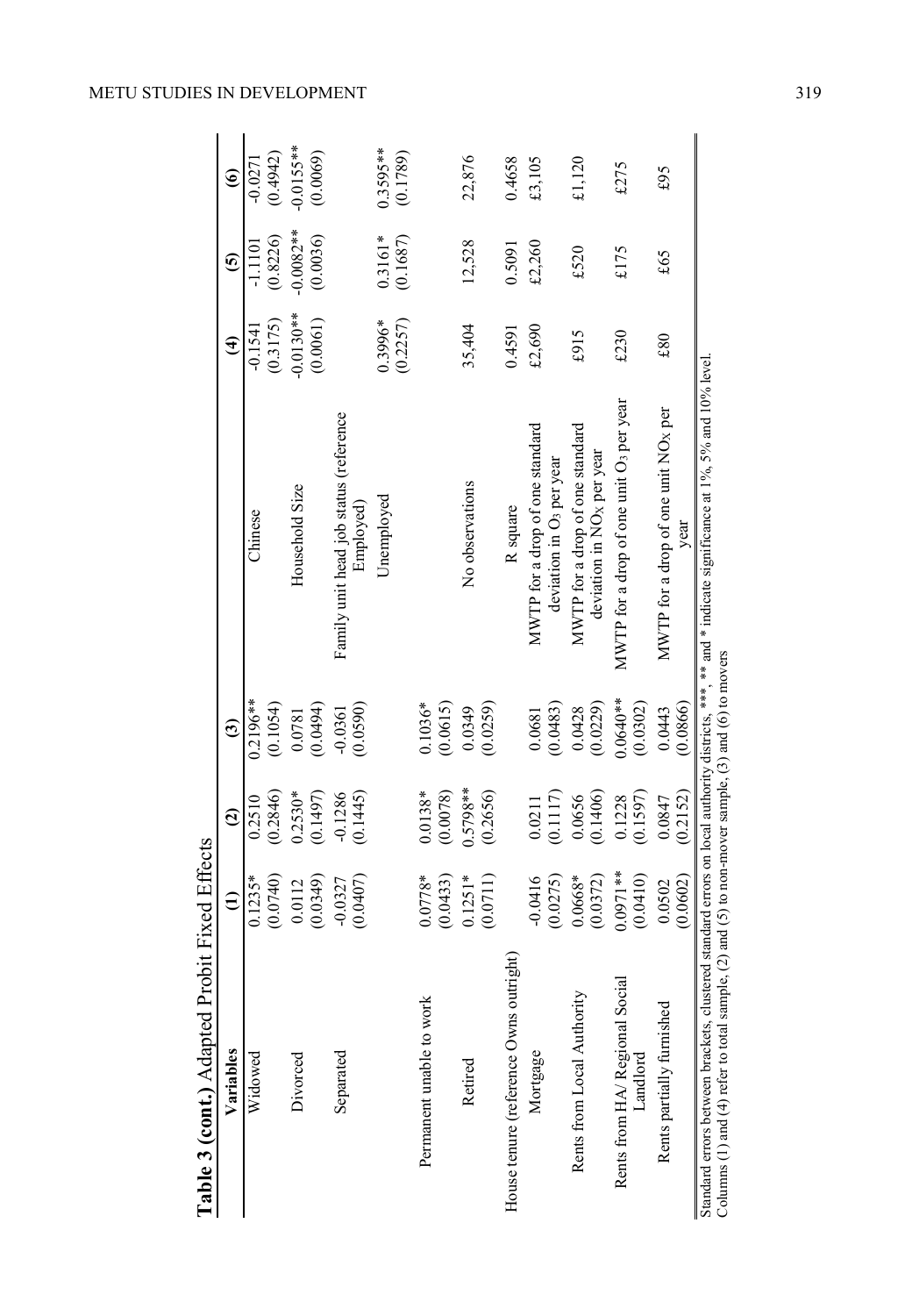**Table 3 (cont.)** Adapted Probit Fixed Effects

| Variables | (1) | (2) | (3) | | (4) | (5) | (6) |
|---|---|---|---|---|---|---|---|
| Widowed | 0.1235* | 0.2510 | 0.2196** | Chinese | -0.1541 | -1.1101 | -0.0271 |
| | (0.0740) | (0.2846) | (0.1054) | | (0.3175) | (0.8226) | (0.4942) |
| Divorced | 0.0112 | 0.2530* | 0.0781 | Household Size | -0.0130** | -0.0082** | -0.0155** |
| | (0.0349) | (0.1497) | (0.0494) | | (0.0061) | (0.0036) | (0.0069) |
| Separated | -0.0327 | -0.1286 | -0.0361 | Family unit head job status (reference Employed) | | | |
| | (0.0407) | (0.1445) | (0.0590) | Unemployed | 0.3996* | 0.3161* | 0.3595** |
| | | | | | (0.2257) | (0.1687) | (0.1789) |
| Permanent unable to work | 0.0778* | 0.0138* | 0.1036* | | | | |
| | (0.0433) | (0.0078) | (0.0615) | | | | |
| Retired | 0.1251* | 0.5798** | 0.0349 | No observations | 35,404 | 12,528 | 22,876 |
| | (0.0711) | (0.2656) | (0.0259) | | | | |
| House tenure (reference Owns outright) | | | | | | | |
| Mortgage | -0.0416 | 0.0211 | 0.0681 | R square | 0.4591 | 0.5091 | 0.4658 |
| | (0.0275) | (0.1117) | (0.0483) | MWTP for a drop of one standard deviation in $O_3$ per year | £2,690 | £2,260 | £3,105 |
| Rents from Local Authority | 0.0668* | 0.0656 | 0.0428 | MWTP for a drop of one standard deviation in $NO_X$ per year | £915 | £520 | £1,120 |
| | (0.0372) | (0.1406) | (0.0229) | | | | |
| Rents from HA/ Regional Social Landlord | 0.0971** | 0.1228 | 0.0640** | MWTP for a drop of one unit $O_3$ per year | £230 | £175 | £275 |
| | (0.0410) | (0.1597) | (0.0302) | | | | |
| Rents partially furnished | 0.0502 | 0.0847 | 0.0443 | MWTP for a drop of one unit $NO_X$ per year | £80 | £65 | £95 |
| | (0.0602) | (0.2152) | (0.0866) | | | | |

Standard errors between brackets, clustered standard errors on local authority districts, ***, ** and * indicate significance at 1%, 5% and 10% level.
Columns (1) and (4) refer to total sample, (2) and (5) to non-mover sample, (3) and (6) to movers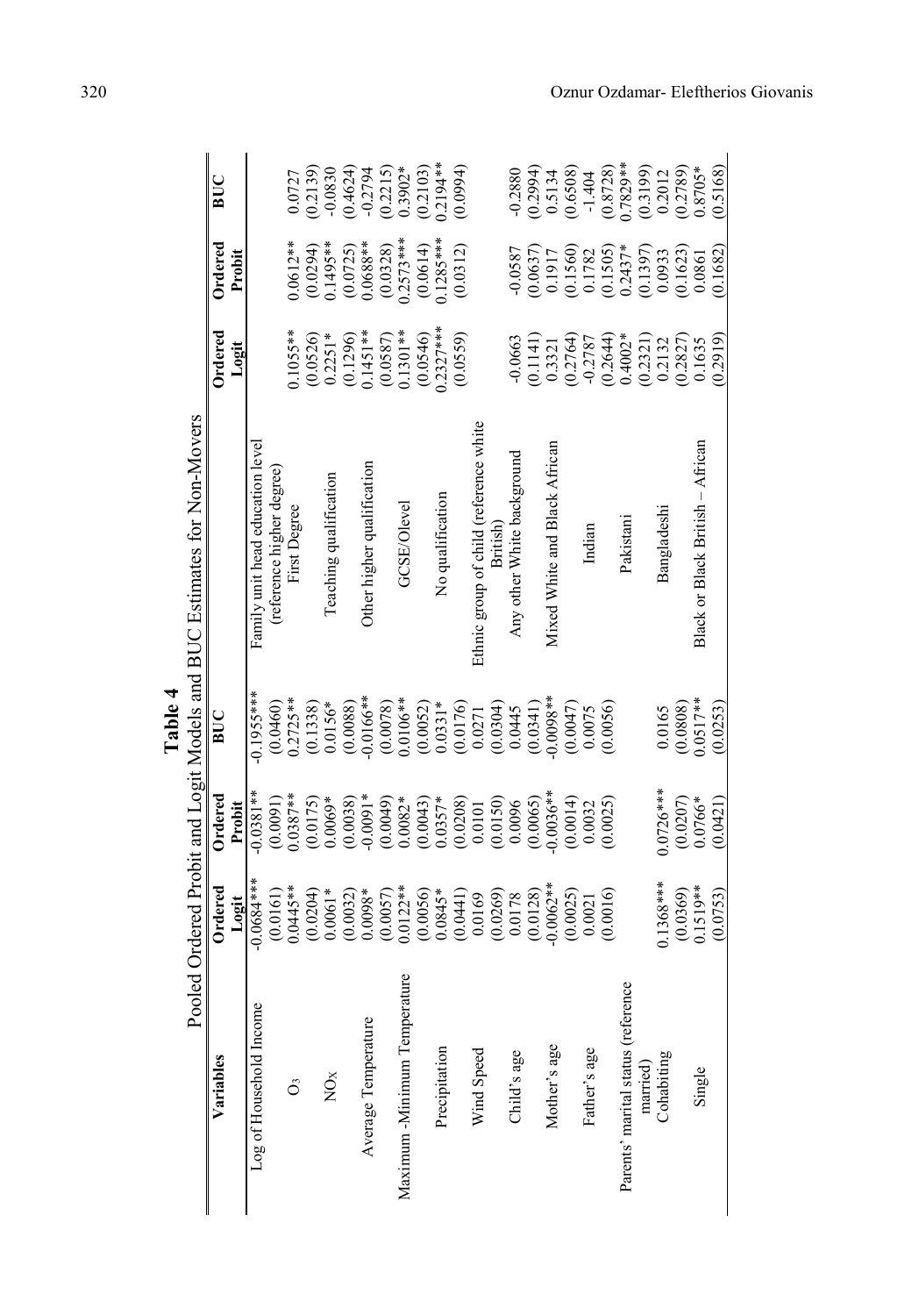**Table 4**

Pooled Ordered Probit and Logit Models and BUC Estimates for Non-Movers

| Variables | Ordered Logit | Ordered Probit | BUC |
|---|---|---|---|
| Log of Household Income | -0.0684*** | -0.0381** | -0.1955*** |
| | (0.0161) | (0.0091) | (0.0460) |
| $O_3$ | 0.0445** | 0.0387** | 0.2725** |
| | (0.0204) | (0.0175) | (0.1338) |
| $NO_X$ | 0.0061* | 0.0069* | 0.0156* |
| | (0.0032) | (0.0038) | (0.0088) |
| Average Temperature | 0.0098* | -0.0091* | -0.0166** |
| | (0.0057) | (0.0049) | (0.0078) |
| Maximum -Minimum Temperature | 0.0122** | 0.0082* | 0.0106** |
| | (0.0056) | (0.0043) | (0.0052) |
| Precipitation | 0.0845* | 0.0357* | 0.0331* |
| | (0.0441) | (0.0208) | (0.0176) |
| Wind Speed | 0.0169 | 0.0101 | 0.0271 |
| | (0.0269) | (0.0150) | (0.0304) |
| Child's age | 0.0178 | 0.0096 | 0.0445 |
| | (0.0128) | (0.0065) | (0.0341) |
| Mother's age | -0.0062** | -0.0036** | -0.0098** |
| | (0.0025) | (0.0014) | (0.0047) |
| Father's age | 0.0021 | 0.0032 | 0.0075 |
| | (0.0016) | (0.0025) | (0.0056) |
| Parents' marital status (reference married) | | | |
| Cohabiting | 0.1368*** | 0.0726*** | 0.0165 |
| | (0.0369) | (0.0207) | (0.0808) |
| Single | 0.1519** | 0.0766* | 0.0517** |
| | (0.0753) | (0.0421) | (0.0253) |
| Family unit head education level (reference higher degree) | | | |
| First Degree | 0.1055** | 0.0612** | 0.0727 |
| | (0.0526) | (0.0294) | (0.2139) |
| Teaching qualification | 0.2251* | 0.1495** | -0.0830 |
| | (0.1296) | (0.0725) | (0.4624) |
| Other higher qualification | 0.1451** | 0.0688** | -0.2794 |
| | (0.0587) | (0.0328) | (0.2215) |
| GCSE/Olevel | 0.1301** | 0.2573*** | 0.3902* |
| | (0.0546) | (0.0614) | (0.2103) |
| No qualification | 0.2327*** | 0.1285*** | 0.2194** |
| | (0.0559) | (0.0312) | (0.0994) |
| Ethnic group of child (reference white British) | | | |
| Any other White background | -0.0663 | -0.0587 | -0.2880 |
| | (0.1141) | (0.0637) | (0.2994) |
| Mixed White and Black African | 0.3321 | 0.1917 | 0.5134 |
| | (0.2764) | (0.1560) | (0.6508) |
| Indian | -0.2787 | 0.1782 | -1.404 |
| | (0.2644) | (0.1505) | (0.8728) |
| Pakistani | 0.4002* | 0.2437* | 0.7829** |
| | (0.2321) | (0.1397) | (0.3199) |
| Bangladeshi | 0.2132 | 0.0933 | 0.2012 |
| | (0.2827) | (0.1623) | (0.2789) |
| Black or Black British – African | 0.1635 | 0.0861 | 0.8705* |
| | (0.2919) | (0.1682) | (0.5168) |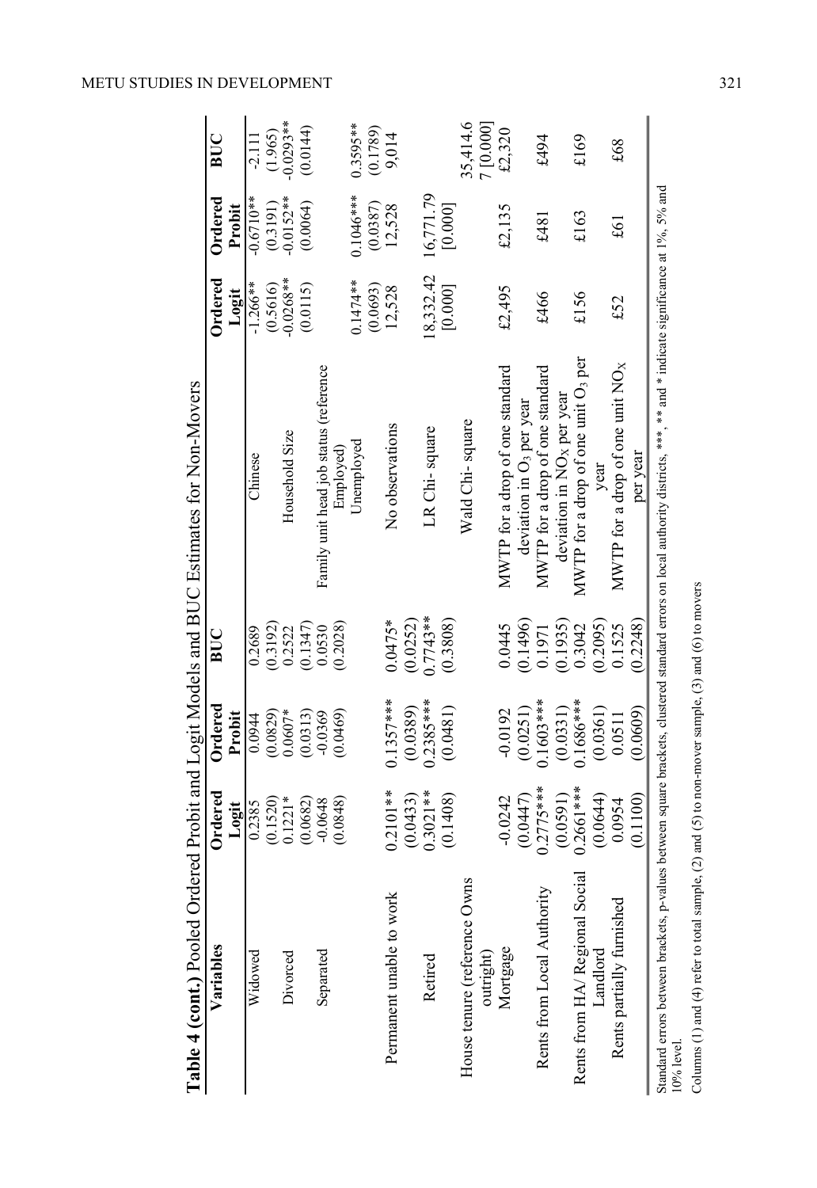**Table 4 (cont.)** Pooled Ordered Probit and Logit Models and BUC Estimates for Non-Movers

| Variables | Ordered Logit | Ordered Probit | BUC | | Ordered Logit | Ordered Probit | BUC |
|---|---|---|---|---|---|---|---|
| Widowed | 0.2385 | 0.0944 | 0.2689 | Chinese | -1.266** | -0.6710** | -2.111 |
| | (0.1520) | (0.0829) | (0.3192) | | (0.5616) | (0.3191) | (1.965) |
| Divorced | 0.1221* | 0.0607* | 0.2522 | Household Size | -0.0268** | -0.0152** | -0.0293** |
| | (0.0682) | (0.0313) | (0.1347) | | (0.0115) | (0.0064) | (0.0144) |
| Separated | -0.0648 | -0.0369 | 0.0530 | Family unit head job status (reference Employed) | | | |
| | (0.0848) | (0.0469) | (0.2028) | Unemployed | 0.1474** | 0.1046*** | 0.3595** |
| | | | | | (0.0693) | (0.0387) | (0.1789) |
| Permanent unable to work | 0.2101** | 0.1357*** | 0.0475* | No observations | 12,528 | 12,528 | 9,014 |
| | (0.0433) | (0.0389) | (0.0252) | | | | |
| Retired | 0.3021** | 0.2385*** | 0.7743** | LR Chi- square | 18,332.42 | 16,771.79 | |
| | (0.1408) | (0.0481) | (0.3808) | | [0.000] | [0.000] | |
| House tenure (reference Owns outright) | | | | Wald Chi- square | | | 35,414.67 [0.000] |
| Mortgage | -0.0242 | -0.0192 | 0.0445 | MWTP for a drop of one standard deviation in $O_3$ per year | £2,495 | £2,135 | £2,320 |
| | (0.0447) | (0.0251) | (0.1496) | | | | |
| Rents from Local Authority | 0.2775*** | 0.1603*** | 0.1971 | MWTP for a drop of one standard deviation in $NO_X$ per year | £466 | £481 | £494 |
| | (0.0591) | (0.0331) | (0.1935) | | | | |
| Rents from HA/ Regional Social Landlord | 0.2661*** | 0.1686*** | 0.3042 | MWTP for a drop of one unit $O_3$ per year | £156 | £163 | £169 |
| | (0.0644) | (0.0361) | (0.2095) | | | | |
| Rents partially furnished | 0.0954 | 0.0511 | 0.1525 | MWTP for a drop of one unit $NO_X$ per year | £52 | £61 | £68 |
| | (0.1100) | (0.0609) | (0.2248) | | | | |

Standard errors between brackets, p-values between square brackets, clustered standard errors on local authority districts, ***, ** and * indicate significance at 1%, 5% and 10% level.

Columns (1) and (4) refer to total sample, (2) and (5) to non-mover sample, (3) and (6) to movers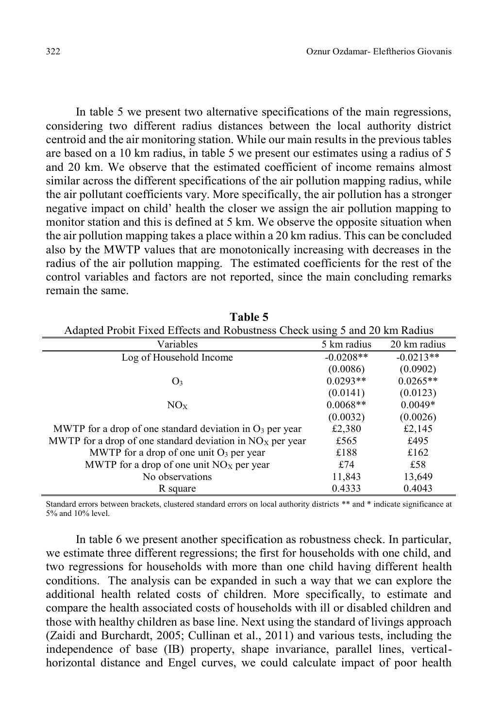In table 5 we present two alternative specifications of the main regressions, considering two different radius distances between the local authority district centroid and the air monitoring station. While our main results in the previous tables are based on a 10 km radius, in table 5 we present our estimates using a radius of 5 and 20 km. We observe that the estimated coefficient of income remains almost similar across the different specifications of the air pollution mapping radius, while the air pollutant coefficients vary. More specifically, the air pollution has a stronger negative impact on child' health the closer we assign the air pollution mapping to monitor station and this is defined at 5 km. We observe the opposite situation when the air pollution mapping takes a place within a 20 km radius. This can be concluded also by the MWTP values that are monotonically increasing with decreases in the radius of the air pollution mapping. The estimated coefficients for the rest of the control variables and factors are not reported, since the main concluding remarks remain the same.

**Table 5**
Adapted Probit Fixed Effects and Robustness Check using 5 and 20 km Radius

| Variables | 5 km radius | 20 km radius |
|---|---|---|
| Log of Household Income | -0.0208** | -0.0213** |
| | (0.0086) | (0.0902) |
| $O_3$ | 0.0293** | 0.0265** |
| | (0.0141) | (0.0123) |
| $NO_X$ | 0.0068** | 0.0049* |
| | (0.0032) | (0.0026) |
| MWTP for a drop of one standard deviation in $O_3$ per year | £2,380 | £2,145 |
| MWTP for a drop of one standard deviation in $NO_X$ per year | £565 | £495 |
| MWTP for a drop of one unit $O_3$ per year | £188 | £162 |
| MWTP for a drop of one unit $NO_X$ per year | £74 | £58 |
| No observations | 11,843 | 13,649 |
| R square | 0.4333 | 0.4043 |

Standard errors between brackets, clustered standard errors on local authority districts ** and * indicate significance at 5% and 10% level.

In table 6 we present another specification as robustness check. In particular, we estimate three different regressions; the first for households with one child, and two regressions for households with more than one child having different health conditions. The analysis can be expanded in such a way that we can explore the additional health related costs of children. More specifically, to estimate and compare the health associated costs of households with ill or disabled children and those with healthy children as base line. Next using the standard of livings approach (Zaidi and Burchardt, 2005; Cullinan et al., 2011) and various tests, including the independence of base (IB) property, shape invariance, parallel lines, vertical-horizontal distance and Engel curves, we could calculate impact of poor health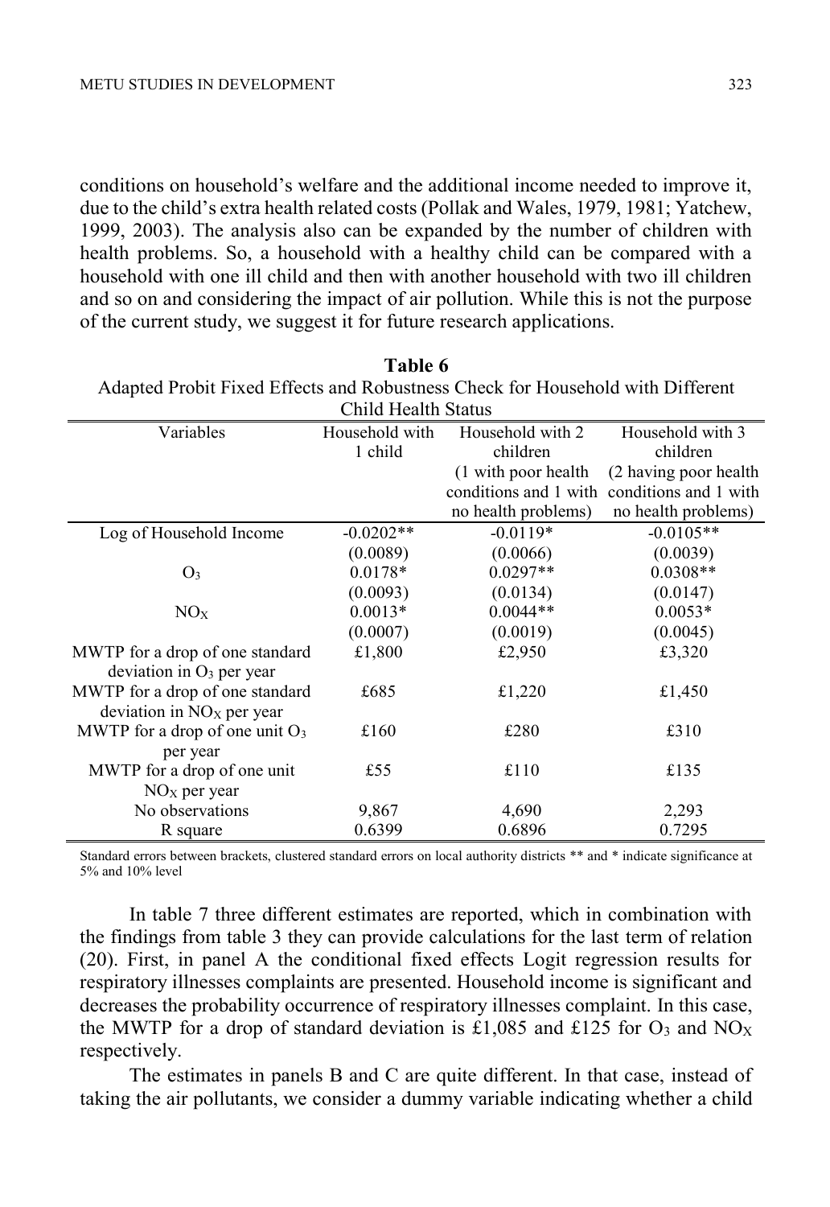conditions on household's welfare and the additional income needed to improve it, due to the child's extra health related costs (Pollak and Wales, 1979, 1981; Yatchew, 1999, 2003). The analysis also can be expanded by the number of children with health problems. So, a household with a healthy child can be compared with a household with one ill child and then with another household with two ill children and so on and considering the impact of air pollution. While this is not the purpose of the current study, we suggest it for future research applications.

**Table 6**

Adapted Probit Fixed Effects and Robustness Check for Household with Different Child Health Status

| Variables | Household with 1 child | Household with 2 children (1 with poor health conditions and 1 with no health problems) | Household with 3 children (2 having poor health conditions and 1 with no health problems) |
|---|---|---|---|
| Log of Household Income | -0.0202** | -0.0119* | -0.0105** |
| | (0.0089) | (0.0066) | (0.0039) |
| $O_3$ | 0.0178* | 0.0297** | 0.0308** |
| | (0.0093) | (0.0134) | (0.0147) |
| $NO_X$ | 0.0013* | 0.0044** | 0.0053* |
| | (0.0007) | (0.0019) | (0.0045) |
| MWTP for a drop of one standard deviation in $O_3$ per year | £1,800 | £2,950 | £3,320 |
| MWTP for a drop of one standard deviation in $NO_X$ per year | £685 | £1,220 | £1,450 |
| MWTP for a drop of one unit $O_3$ per year | £160 | £280 | £310 |
| MWTP for a drop of one unit $NO_X$ per year | £55 | £110 | £135 |
| No observations | 9,867 | 4,690 | 2,293 |
| R square | 0.6399 | 0.6896 | 0.7295 |

Standard errors between brackets, clustered standard errors on local authority districts ** and * indicate significance at 5% and 10% level

In table 7 three different estimates are reported, which in combination with the findings from table 3 they can provide calculations for the last term of relation (20). First, in panel A the conditional fixed effects Logit regression results for respiratory illnesses complaints are presented. Household income is significant and decreases the probability occurrence of respiratory illnesses complaint. In this case, the MWTP for a drop of standard deviation is £1,085 and £125 for $O_3$ and $NO_X$ respectively.

The estimates in panels B and C are quite different. In that case, instead of taking the air pollutants, we consider a dummy variable indicating whether a child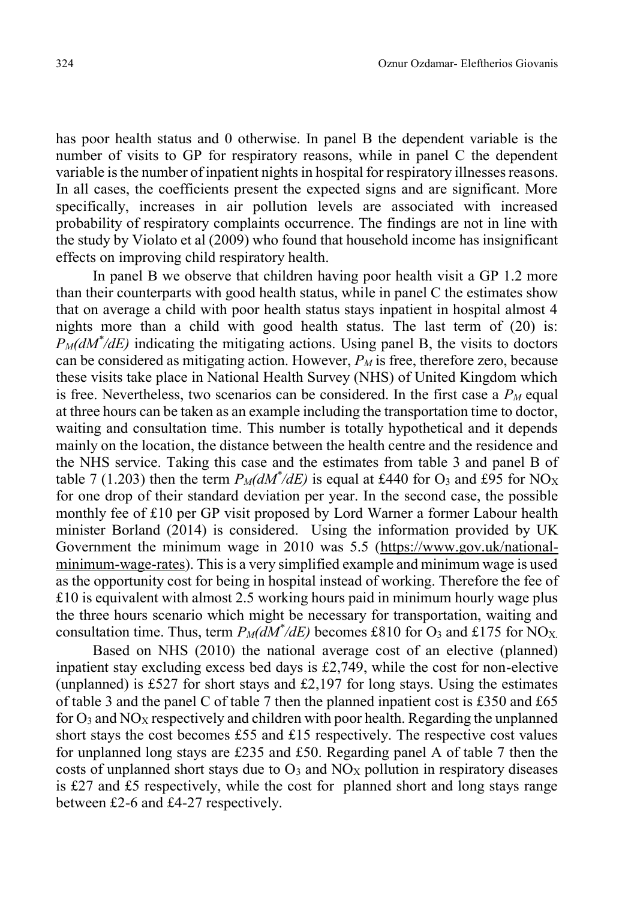has poor health status and 0 otherwise. In panel B the dependent variable is the number of visits to GP for respiratory reasons, while in panel C the dependent variable is the number of inpatient nights in hospital for respiratory illnesses reasons. In all cases, the coefficients present the expected signs and are significant. More specifically, increases in air pollution levels are associated with increased probability of respiratory complaints occurrence. The findings are not in line with the study by Violato et al (2009) who found that household income has insignificant effects on improving child respiratory health.

In panel B we observe that children having poor health visit a GP 1.2 more than their counterparts with good health status, while in panel C the estimates show that on average a child with poor health status stays inpatient in hospital almost 4 nights more than a child with good health status. The last term of (20) is: $P_M(dM^*/dE)$ indicating the mitigating actions. Using panel B, the visits to doctors can be considered as mitigating action. However, $P_M$ is free, therefore zero, because these visits take place in National Health Survey (NHS) of United Kingdom which is free. Nevertheless, two scenarios can be considered. In the first case a $P_M$ equal at three hours can be taken as an example including the transportation time to doctor, waiting and consultation time. This number is totally hypothetical and it depends mainly on the location, the distance between the health centre and the residence and the NHS service. Taking this case and the estimates from table 3 and panel B of table 7 (1.203) then the term $P_M(dM^*/dE)$ is equal at £440 for $O_3$ and £95 for $NO_X$ for one drop of their standard deviation per year. In the second case, the possible monthly fee of £10 per GP visit proposed by Lord Warner a former Labour health minister Borland (2014) is considered. Using the information provided by UK Government the minimum wage in 2010 was 5.5 (https://www.gov.uk/national-minimum-wage-rates). This is a very simplified example and minimum wage is used as the opportunity cost for being in hospital instead of working. Therefore the fee of £10 is equivalent with almost 2.5 working hours paid in minimum hourly wage plus the three hours scenario which might be necessary for transportation, waiting and consultation time. Thus, term $P_M(dM^*/dE)$ becomes £810 for $O_3$ and £175 for $NO_X$.

Based on NHS (2010) the national average cost of an elective (planned) inpatient stay excluding excess bed days is £2,749, while the cost for non-elective (unplanned) is £527 for short stays and £2,197 for long stays. Using the estimates of table 3 and the panel C of table 7 then the planned inpatient cost is £350 and £65 for $O_3$ and $NO_X$ respectively and children with poor health. Regarding the unplanned short stays the cost becomes £55 and £15 respectively. The respective cost values for unplanned long stays are £235 and £50. Regarding panel A of table 7 then the costs of unplanned short stays due to $O_3$ and $NO_X$ pollution in respiratory diseases is £27 and £5 respectively, while the cost for planned short and long stays range between £2-6 and £4-27 respectively.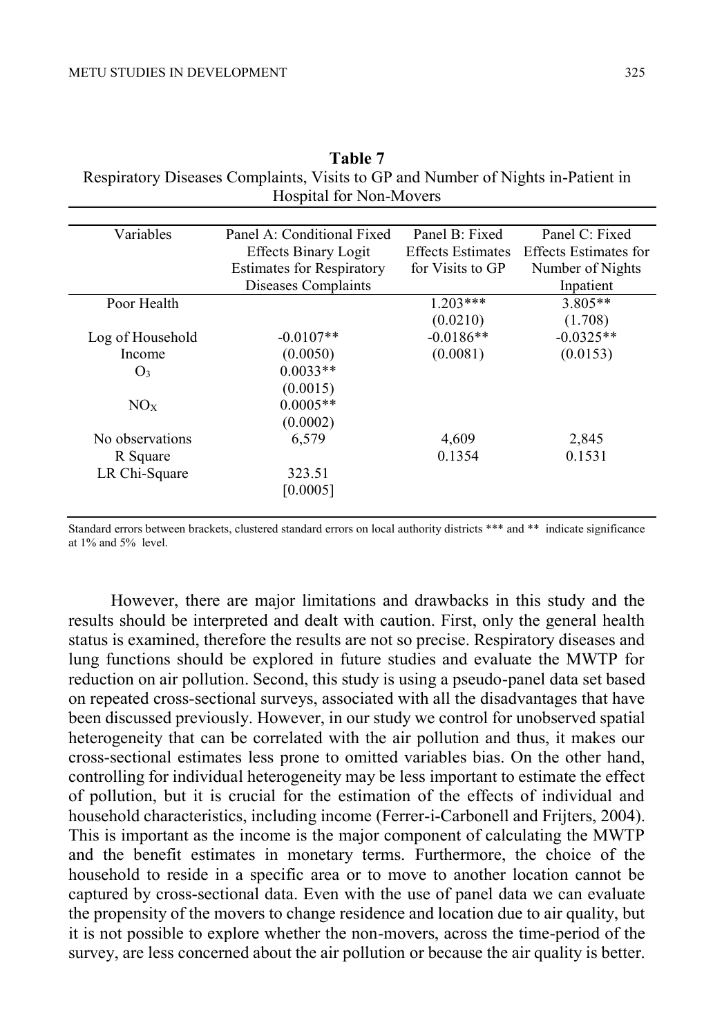**Table 7**
Respiratory Diseases Complaints, Visits to GP and Number of Nights in-Patient in Hospital for Non-Movers

| Variables | Panel A: Conditional Fixed Effects Binary Logit Estimates for Respiratory Diseases Complaints | Panel B: Fixed Effects Estimates for Visits to GP | Panel C: Fixed Effects Estimates for Number of Nights Inpatient |
|---|---|---|---|
| Poor Health | | 1.203*** | 3.805** |
| | | (0.0210) | (1.708) |
| Log of Household Income | -0.0107** | -0.0186** | -0.0325** |
| | (0.0050) | (0.0081) | (0.0153) |
| $O_3$ | 0.0033** | | |
| | (0.0015) | | |
| $NO_X$ | 0.0005** | | |
| | (0.0002) | | |
| No observations | 6,579 | 4,609 | 2,845 |
| R Square | | 0.1354 | 0.1531 |
| LR Chi-Square | 323.51 | | |
| | [0.0005] | | |

Standard errors between brackets, clustered standard errors on local authority districts *** and ** indicate significance at 1% and 5% level.

However, there are major limitations and drawbacks in this study and the results should be interpreted and dealt with caution. First, only the general health status is examined, therefore the results are not so precise. Respiratory diseases and lung functions should be explored in future studies and evaluate the MWTP for reduction on air pollution. Second, this study is using a pseudo-panel data set based on repeated cross-sectional surveys, associated with all the disadvantages that have been discussed previously. However, in our study we control for unobserved spatial heterogeneity that can be correlated with the air pollution and thus, it makes our cross-sectional estimates less prone to omitted variables bias. On the other hand, controlling for individual heterogeneity may be less important to estimate the effect of pollution, but it is crucial for the estimation of the effects of individual and household characteristics, including income (Ferrer-i-Carbonell and Frijters, 2004). This is important as the income is the major component of calculating the MWTP and the benefit estimates in monetary terms. Furthermore, the choice of the household to reside in a specific area or to move to another location cannot be captured by cross-sectional data. Even with the use of panel data we can evaluate the propensity of the movers to change residence and location due to air quality, but it is not possible to explore whether the non-movers, across the time-period of the survey, are less concerned about the air pollution or because the air quality is better.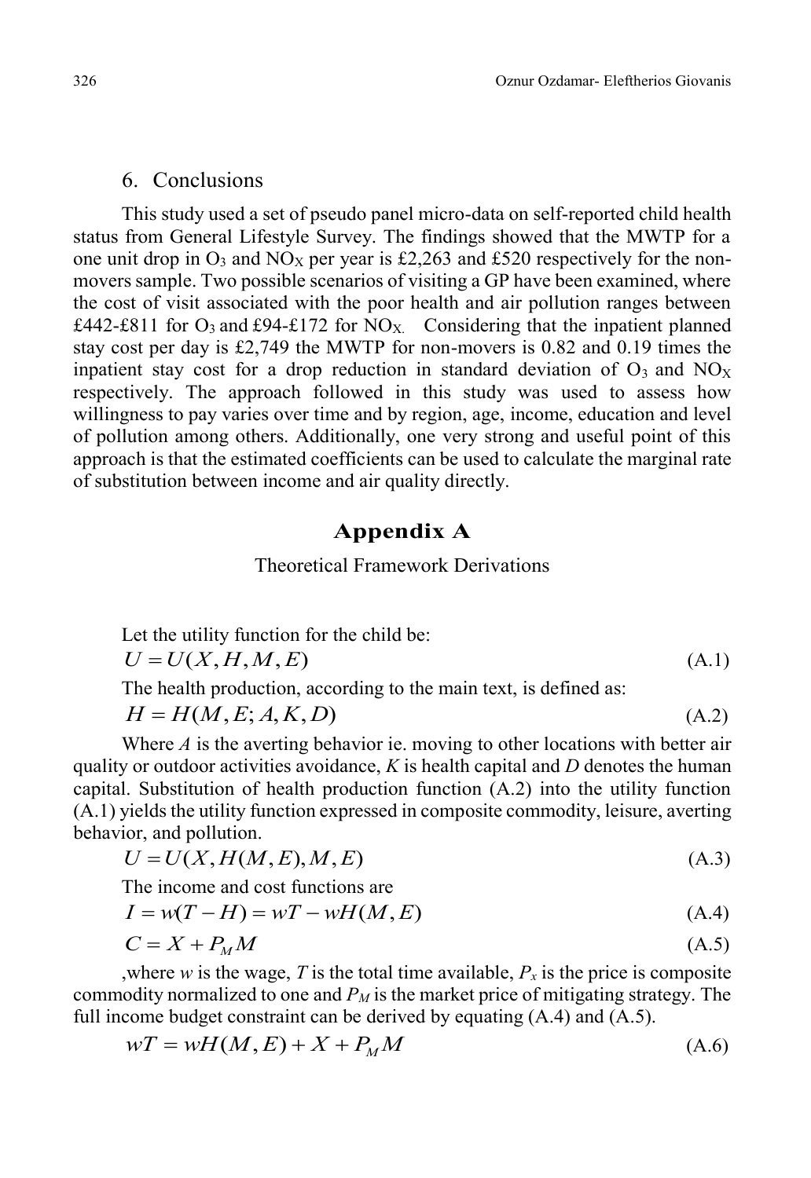## 6. Conclusions

This study used a set of pseudo panel micro-data on self-reported child health status from General Lifestyle Survey. The findings showed that the MWTP for a one unit drop in $O_3$ and $NO_X$ per year is £2,263 and £520 respectively for the non-movers sample. Two possible scenarios of visiting a GP have been examined, where the cost of visit associated with the poor health and air pollution ranges between £442-£811 for $O_3$ and £94-£172 for $NO_X$. Considering that the inpatient planned stay cost per day is £2,749 the MWTP for non-movers is 0.82 and 0.19 times the inpatient stay cost for a drop reduction in standard deviation of $O_3$ and $NO_X$ respectively. The approach followed in this study was used to assess how willingness to pay varies over time and by region, age, income, education and level of pollution among others. Additionally, one very strong and useful point of this approach is that the estimated coefficients can be used to calculate the marginal rate of substitution between income and air quality directly.

## Appendix A

### Theoretical Framework Derivations

Let the utility function for the child be:

$$U = U(X, H, M, E) \tag{A.1}$$

The health production, according to the main text, is defined as:

$$H = H(M, E; A, K, D) \tag{A.2}$$

Where $A$ is the averting behavior ie. moving to other locations with better air quality or outdoor activities avoidance, $K$ is health capital and $D$ denotes the human capital. Substitution of health production function (A.2) into the utility function (A.1) yields the utility function expressed in composite commodity, leisure, averting behavior, and pollution.

$$U = U(X, H(M, E), M, E) \tag{A.3}$$

The income and cost functions are

$$I = w(T - H) = wT - wH(M, E) \tag{A.4}$$

$$C = X + P_M M \tag{A.5}$$

,where $w$ is the wage, $T$ is the total time available, $P_x$ is the price is composite commodity normalized to one and $P_M$ is the market price of mitigating strategy. The full income budget constraint can be derived by equating (A.4) and (A.5).

$$wT = wH(M, E) + X + P_M M \tag{A.6}$$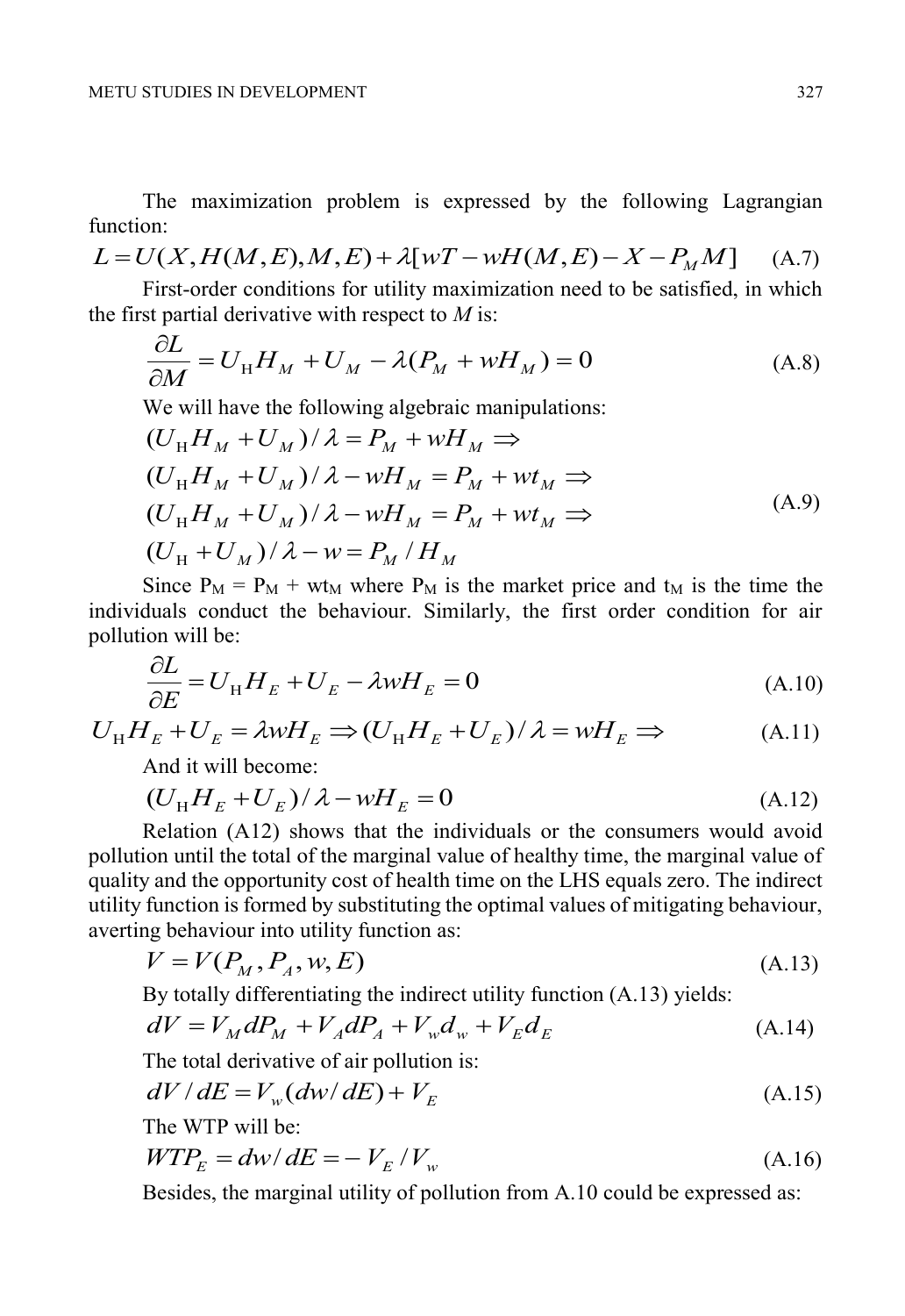The maximization problem is expressed by the following Lagrangian function:

$$L = U(X, H(M, E), M, E) + \lambda[wT - wH(M, E) - X - P_M M] \quad \text{(A.7)}$$

First-order conditions for utility maximization need to be satisfied, in which the first partial derivative with respect to *M* is:

$$\frac{\partial L}{\partial M} = U_{\mathrm{H}} H_M + U_M - \lambda(P_M + wH_M) = 0 \quad \text{(A.8)}$$

We will have the following algebraic manipulations:

$$\begin{aligned}
&(U_{\mathrm{H}} H_M + U_M)/\lambda = P_M + wH_M \Rightarrow \\
&(U_{\mathrm{H}} H_M + U_M)/\lambda - wH_M = P_M + wt_M \Rightarrow \\
&(U_{\mathrm{H}} H_M + U_M)/\lambda - wH_M = P_M + wt_M \Rightarrow \\
&(U_{\mathrm{H}} + U_M)/\lambda - w = P_M / H_M
\end{aligned} \quad \text{(A.9)}$$

Since $P_M = P_M + wt_M$ where $P_M$ is the market price and $t_M$ is the time the individuals conduct the behaviour. Similarly, the first order condition for air pollution will be:

$$\frac{\partial L}{\partial E} = U_{\mathrm{H}} H_E + U_E - \lambda w H_E = 0 \quad \text{(A.10)}$$

$$U_{\mathrm{H}} H_E + U_E = \lambda w H_E \Rightarrow (U_{\mathrm{H}} H_E + U_E)/\lambda = wH_E \Rightarrow \quad \text{(A.11)}$$

And it will become:

$$(U_{\mathrm{H}} H_E + U_E)/\lambda - wH_E = 0 \quad \text{(A.12)}$$

Relation (A12) shows that the individuals or the consumers would avoid pollution until the total of the marginal value of healthy time, the marginal value of quality and the opportunity cost of health time on the LHS equals zero. The indirect utility function is formed by substituting the optimal values of mitigating behaviour, averting behaviour into utility function as:

$$V = V(P_M, P_A, w, E) \quad \text{(A.13)}$$

By totally differentiating the indirect utility function (A.13) yields:

$$dV = V_M dP_M + V_A dP_A + V_w d_w + V_E d_E \quad \text{(A.14)}$$

The total derivative of air pollution is:

$$dV / dE = V_w (dw / dE) + V_E \quad \text{(A.15)}$$

The WTP will be:

$$WTP_E = dw / dE = -V_E / V_w \quad \text{(A.16)}$$

Besides, the marginal utility of pollution from A.10 could be expressed as: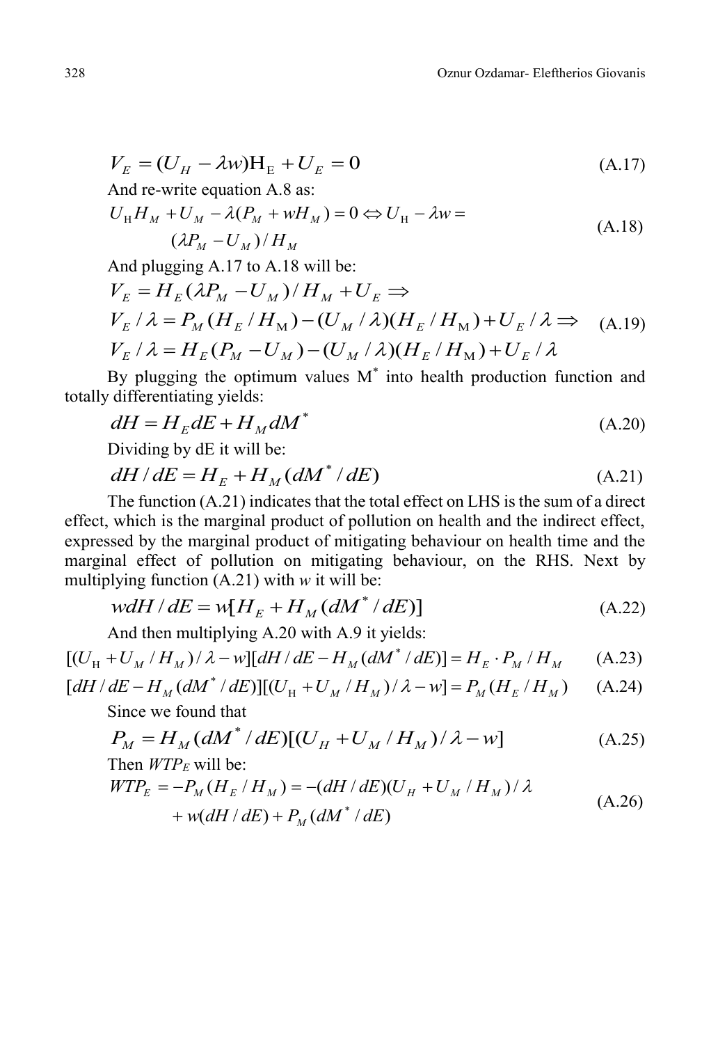$$V_E = (U_H - \lambda w)\mathrm{H}_{\mathrm{E}} + U_E = 0 \tag{A.17}$$

And re-write equation A.8 as:

$$U_{\mathrm{H}} H_M + U_M - \lambda(P_M + wH_M) = 0 \Leftrightarrow U_{\mathrm{H}} - \lambda w = (\lambda P_M - U_M)/H_M \tag{A.18}$$

And plugging A.17 to A.18 will be:

$$\begin{aligned} &V_E = H_E(\lambda P_M - U_M)/H_M + U_E \Rightarrow \\ &V_E/\lambda = P_M(H_E/H_{\mathrm{M}}) - (U_M/\lambda)(H_E/H_{\mathrm{M}}) + U_E/\lambda \Rightarrow \\ &V_E/\lambda = H_E(P_M - U_M) - (U_M/\lambda)(H_E/H_{\mathrm{M}}) + U_E/\lambda \end{aligned} \tag{A.19}$$

By plugging the optimum values $M^*$ into health production function and totally differentiating yields:

$$dH = H_E dE + H_M dM^* \tag{A.20}$$

Dividing by dE it will be:

$$dH/dE = H_E + H_M(dM^*/dE) \tag{A.21}$$

The function (A.21) indicates that the total effect on LHS is the sum of a direct effect, which is the marginal product of pollution on health and the indirect effect, expressed by the marginal product of mitigating behaviour on health time and the marginal effect of pollution on mitigating behaviour, on the RHS. Next by multiplying function (A.21) with *w* it will be:

$$wdH/dE = w[H_E + H_M(dM^*/dE)] \tag{A.22}$$

And then multiplying A.20 with A.9 it yields:

$$[(U_{\mathrm{H}} + U_M/H_M)/\lambda - w][dH/dE - H_M(dM^*/dE)] = H_E \cdot P_M/H_M \tag{A.23}$$

$$[dH/dE - H_M(dM^*/dE)][(U_{\mathrm{H}} + U_M/H_M)/\lambda - w] = P_M(H_E/H_M) \tag{A.24}$$

Since we found that

$$P_M = H_M(dM^*/dE)[(U_H + U_M/H_M)/\lambda - w] \tag{A.25}$$

Then $WTP_E$ will be:

$$\begin{aligned} WTP_E = -P_M(H_E/H_M) = &-(dH/dE)(U_H + U_M/H_M)/\lambda \\ &+ w(dH/dE) + P_M(dM^*/dE) \end{aligned} \tag{A.26}$$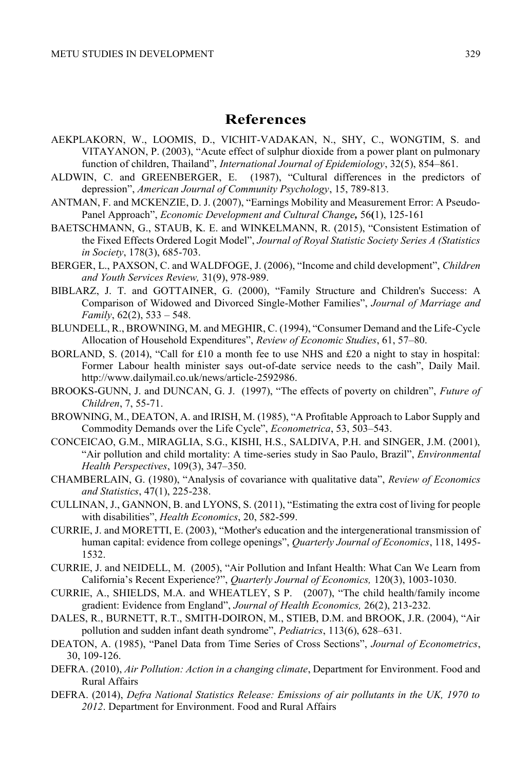# References

AEKPLAKORN, W., LOOMIS, D., VICHIT-VADAKAN, N., SHY, C., WONGTIM, S. and VITAYANON, P. (2003), "Acute effect of sulphur dioxide from a power plant on pulmonary function of children, Thailand", *International Journal of Epidemiology*, 32(5), 854–861.

ALDWIN, C. and GREENBERGER, E. (1987), "Cultural differences in the predictors of depression", *American Journal of Community Psychology*, 15, 789-813.

ANTMAN, F. and MCKENZIE, D. J. (2007), "Earnings Mobility and Measurement Error: A Pseudo-Panel Approach", *Economic Development and Cultural Change,* 56**(**1), 125-161

BAETSCHMANN, G., STAUB, K. E. and WINKELMANN, R. (2015), "Consistent Estimation of the Fixed Effects Ordered Logit Model", *Journal of Royal Statistic Society Series A (Statistics in Society*, 178(3), 685-703.

BERGER, L., PAXSON, C. and WALDFOGE, J. (2006), "Income and child development", *Children and Youth Services Review,* 31(9), 978-989.

BIBLARZ, J. T. and GOTTAINER, G. (2000), "Family Structure and Children's Success: A Comparison of Widowed and Divorced Single-Mother Families", *Journal of Marriage and Family*, 62(2), 533 – 548.

BLUNDELL, R., BROWNING, M. and MEGHIR, C. (1994), "Consumer Demand and the Life-Cycle Allocation of Household Expenditures", *Review of Economic Studies*, 61, 57–80.

BORLAND, S. (2014), "Call for £10 a month fee to use NHS and £20 a night to stay in hospital: Former Labour health minister says out-of-date service needs to the cash", Daily Mail. http://www.dailymail.co.uk/news/article-2592986.

BROOKS-GUNN, J. and DUNCAN, G. J. (1997), "The effects of poverty on children", *Future of Children*, 7, 55-71.

BROWNING, M., DEATON, A. and IRISH, M. (1985), "A Profitable Approach to Labor Supply and Commodity Demands over the Life Cycle", *Econometrica*, 53, 503–543.

CONCEICAO, G.M., MIRAGLIA, S.G., KISHI, H.S., SALDIVA, P.H. and SINGER, J.M. (2001), "Air pollution and child mortality: A time-series study in Sao Paulo, Brazil", *Environmental Health Perspectives*, 109(3), 347–350.

CHAMBERLAIN, G. (1980), "Analysis of covariance with qualitative data", *Review of Economics and Statistics*, 47(1), 225-238.

CULLINAN, J., GANNON, B. and LYONS, S. (2011), "Estimating the extra cost of living for people with disabilities", *Health Economics*, 20, 582-599.

CURRIE, J. and MORETTI, E. (2003), "Mother's education and the intergenerational transmission of human capital: evidence from college openings", *Quarterly Journal of Economics*, 118, 1495-1532.

CURRIE, J. and NEIDELL, M. (2005), "Air Pollution and Infant Health: What Can We Learn from California's Recent Experience?", *Quarterly Journal of Economics,* 120(3), 1003-1030.

CURRIE, A., SHIELDS, M.A. and WHEATLEY, S P. (2007), "The child health/family income gradient: Evidence from England", *Journal of Health Economics,* 26(2), 213-232.

DALES, R., BURNETT, R.T., SMITH-DOIRON, M., STIEB, D.M. and BROOK, J.R. (2004), "Air pollution and sudden infant death syndrome", *Pediatrics*, 113(6), 628–631.

DEATON, A. (1985), "Panel Data from Time Series of Cross Sections", *Journal of Econometrics*, 30, 109-126.

DEFRA. (2010), *Air Pollution: Action in a changing climate*, Department for Environment. Food and Rural Affairs

DEFRA. (2014), *Defra National Statistics Release: Emissions of air pollutants in the UK, 1970 to 2012*. Department for Environment. Food and Rural Affairs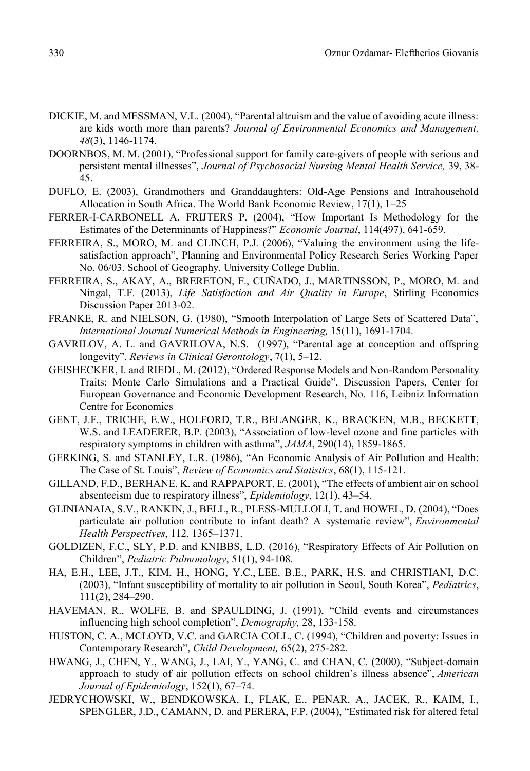DICKIE, M. and MESSMAN, V.L. (2004), "Parental altruism and the value of avoiding acute illness: are kids worth more than parents? *Journal of Environmental Economics and Management, 48*(3), 1146-1174.

DOORNBOS, M. M. (2001), "Professional support for family care-givers of people with serious and persistent mental illnesses", *Journal of Psychosocial Nursing Mental Health Service,* 39, 38-45.

DUFLO, E. (2003), Grandmothers and Granddaughters: Old-Age Pensions and Intrahousehold Allocation in South Africa. The World Bank Economic Review, 17(1), 1–25

FERRER-I-CARBONELL A, FRIJTERS P. (2004), "How Important Is Methodology for the Estimates of the Determinants of Happiness?" *Economic Journal*, 114(497), 641-659.

FERREIRA, S., MORO, M. and CLINCH, P.J. (2006), "Valuing the environment using the life-satisfaction approach", Planning and Environmental Policy Research Series Working Paper No. 06/03. School of Geography. University College Dublin.

FERREIRA, S., AKAY, A., BRERETON, F., CUÑADO, J., MARTINSSON, P., MORO, M. and Ningal, T.F. (2013), *Life Satisfaction and Air Quality in Europe*, Stirling Economics Discussion Paper 2013-02.

FRANKE, R. and NIELSON, G. (1980), "Smooth Interpolation of Large Sets of Scattered Data", *International Journal Numerical Methods in Engineering*, 15(11), 1691-1704.

GAVRILOV, A. L. and GAVRILOVA, N.S. (1997), "Parental age at conception and offspring longevity", *Reviews in Clinical Gerontology*, 7(1), 5–12.

GEISHECKER, I. and RIEDL, M. (2012), "Ordered Response Models and Non-Random Personality Traits: Monte Carlo Simulations and a Practical Guide", Discussion Papers, Center for European Governance and Economic Development Research, No. 116, Leibniz Information Centre for Economics

GENT, J.F., TRICHE, E.W., HOLFORD, T.R., BELANGER, K., BRACKEN, M.B., BECKETT, W.S. and LEADERER, B.P. (2003), "Association of low-level ozone and fine particles with respiratory symptoms in children with asthma", *JAMA*, 290(14), 1859-1865.

GERKING, S. and STANLEY, L.R. (1986), "An Economic Analysis of Air Pollution and Health: The Case of St. Louis", *Review of Economics and Statistics*, 68(1), 115-121.

GILLAND, F.D., BERHANE, K. and RAPPAPORT, E. (2001), "The effects of ambient air on school absenteeism due to respiratory illness", *Epidemiology*, 12(1), 43–54.

GLINIANAIA, S.V., RANKIN, J., BELL, R., PLESS-MULLOLI, T. and HOWEL, D. (2004), "Does particulate air pollution contribute to infant death? A systematic review", *Environmental Health Perspectives*, 112, 1365–1371.

GOLDIZEN, F.C., SLY, P.D. and KNIBBS, L.D. (2016), "Respiratory Effects of Air Pollution on Children", *Pediatric Pulmonology*, 51(1), 94-108.

HA, E.H., LEE, J.T., KIM, H., HONG, Y.C., LEE, B.E., PARK, H.S. and CHRISTIANI, D.C. (2003), "Infant susceptibility of mortality to air pollution in Seoul, South Korea", *Pediatrics*, 111(2), 284–290.

HAVEMAN, R., WOLFE, B. and SPAULDING, J. (1991), "Child events and circumstances influencing high school completion", *Demography,* 28, 133-158.

HUSTON, C. A., MCLOYD, V.C. and GARCIA COLL, C. (1994), "Children and poverty: Issues in Contemporary Research", *Child Development,* 65(2), 275-282.

HWANG, J., CHEN, Y., WANG, J., LAI, Y., YANG, C. and CHAN, C. (2000), "Subject-domain approach to study of air pollution effects on school children's illness absence", *American Journal of Epidemiology*, 152(1), 67–74.

JEDRYCHOWSKI, W., BENDKOWSKA, I., FLAK, E., PENAR, A., JACEK, R., KAIM, I., SPENGLER, J.D., CAMANN, D. and PERERA, F.P. (2004), "Estimated risk for altered fetal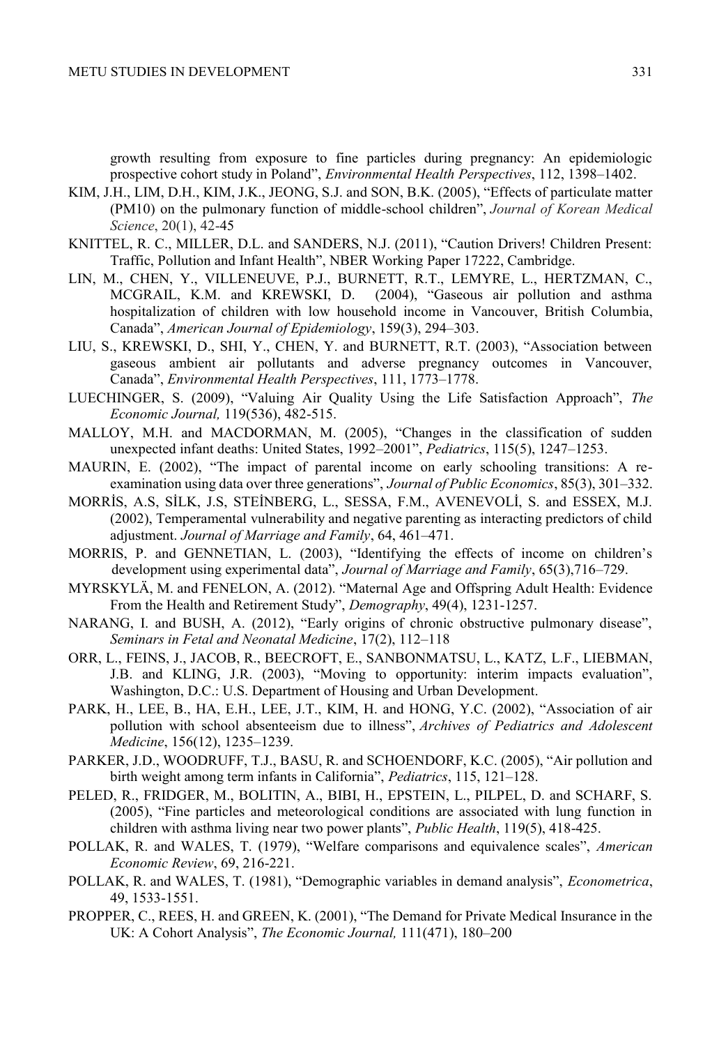growth resulting from exposure to fine particles during pregnancy: An epidemiologic prospective cohort study in Poland", *Environmental Health Perspectives*, 112, 1398–1402.

KIM, J.H., LIM, D.H., KIM, J.K., JEONG, S.J. and SON, B.K. (2005), "Effects of particulate matter (PM10) on the pulmonary function of middle-school children", *Journal of Korean Medical Science*, 20(1), 42-45

KNITTEL, R. C., MILLER, D.L. and SANDERS, N.J. (2011), "Caution Drivers! Children Present: Traffic, Pollution and Infant Health", NBER Working Paper 17222, Cambridge.

LIN, M., CHEN, Y., VILLENEUVE, P.J., BURNETT, R.T., LEMYRE, L., HERTZMAN, C., MCGRAIL, K.M. and KREWSKI, D. (2004), "Gaseous air pollution and asthma hospitalization of children with low household income in Vancouver, British Columbia, Canada", *American Journal of Epidemiology*, 159(3), 294–303.

LIU, S., KREWSKI, D., SHI, Y., CHEN, Y. and BURNETT, R.T. (2003), "Association between gaseous ambient air pollutants and adverse pregnancy outcomes in Vancouver, Canada", *Environmental Health Perspectives*, 111, 1773–1778.

LUECHINGER, S. (2009), "Valuing Air Quality Using the Life Satisfaction Approach", *The Economic Journal,* 119(536), 482-515.

MALLOY, M.H. and MACDORMAN, M. (2005), "Changes in the classification of sudden unexpected infant deaths: United States, 1992–2001", *Pediatrics*, 115(5), 1247–1253.

MAURIN, E. (2002), "The impact of parental income on early schooling transitions: A re-examination using data over three generations", *Journal of Public Economics*, 85(3), 301–332.

MORRİS, A.S, SİLK, J.S, STEİNBERG, L., SESSA, F.M., AVENEVOLİ, S. and ESSEX, M.J. (2002), Temperamental vulnerability and negative parenting as interacting predictors of child adjustment. *Journal of Marriage and Family*, 64, 461–471.

MORRIS, P. and GENNETIAN, L. (2003), "Identifying the effects of income on children's development using experimental data", *Journal of Marriage and Family*, 65(3),716–729.

MYRSKYLÄ, M. and FENELON, A. (2012). "Maternal Age and Offspring Adult Health: Evidence From the Health and Retirement Study", *Demography*, 49(4), 1231-1257.

NARANG, I. and BUSH, A. (2012), "Early origins of chronic obstructive pulmonary disease", *Seminars in Fetal and Neonatal Medicine*, 17(2), 112–118

ORR, L., FEINS, J., JACOB, R., BEECROFT, E., SANBONMATSU, L., KATZ, L.F., LIEBMAN, J.B. and KLING, J.R. (2003), "Moving to opportunity: interim impacts evaluation", Washington, D.C.: U.S. Department of Housing and Urban Development.

PARK, H., LEE, B., HA, E.H., LEE, J.T., KIM, H. and HONG, Y.C. (2002), "Association of air pollution with school absenteeism due to illness", *Archives of Pediatrics and Adolescent Medicine*, 156(12), 1235–1239.

PARKER, J.D., WOODRUFF, T.J., BASU, R. and SCHOENDORF, K.C. (2005), "Air pollution and birth weight among term infants in California", *Pediatrics*, 115, 121–128.

PELED, R., FRIDGER, M., BOLITIN, A., BIBI, H., EPSTEIN, L., PILPEL, D. and SCHARF, S. (2005), "Fine particles and meteorological conditions are associated with lung function in children with asthma living near two power plants", *Public Health*, 119(5), 418-425.

POLLAK, R. and WALES, T. (1979), "Welfare comparisons and equivalence scales", *American Economic Review*, 69, 216-221.

POLLAK, R. and WALES, T. (1981), "Demographic variables in demand analysis", *Econometrica*, 49, 1533-1551.

PROPPER, C., REES, H. and GREEN, K. (2001), "The Demand for Private Medical Insurance in the UK: A Cohort Analysis", *The Economic Journal,* 111(471), 180–200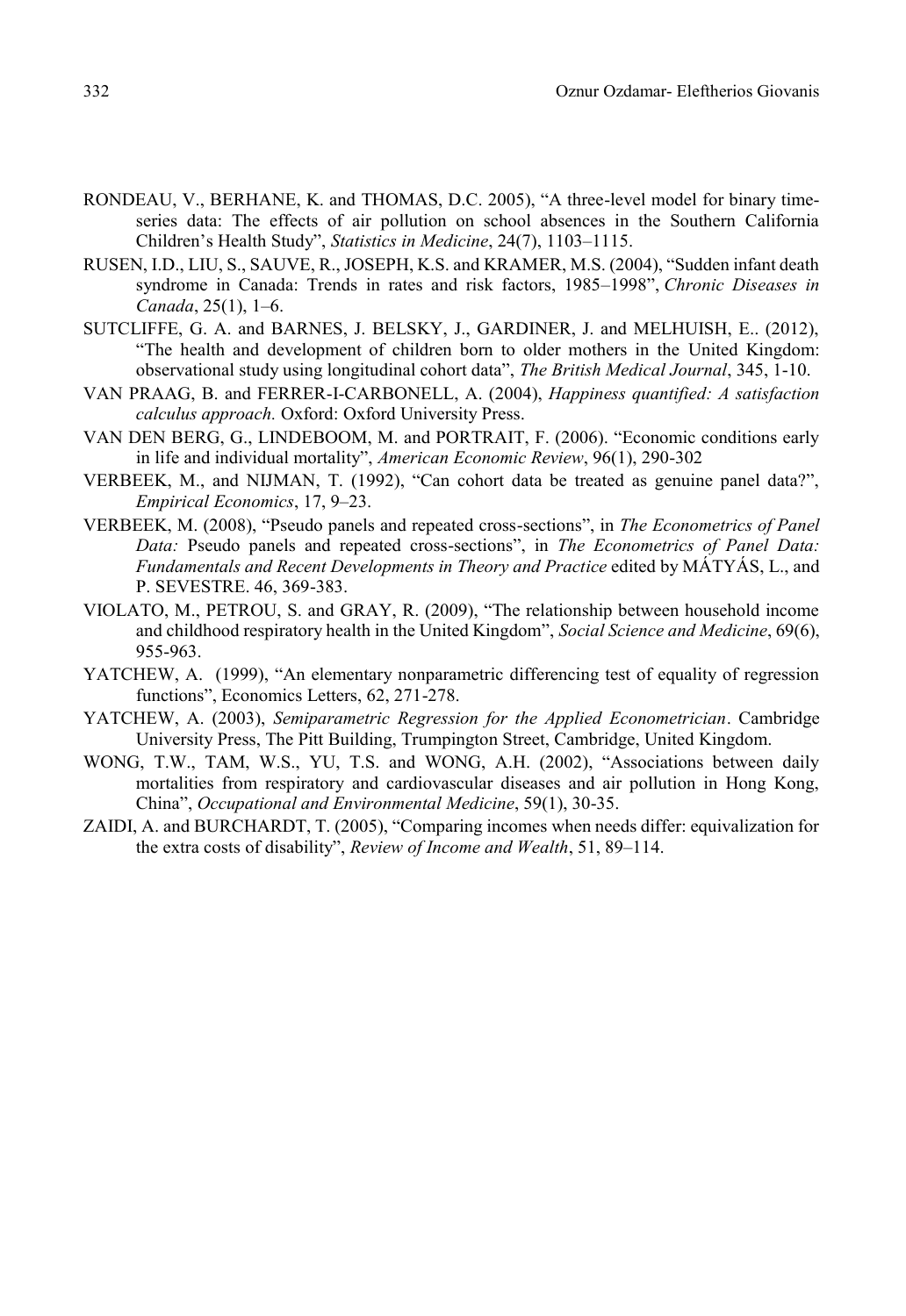RONDEAU, V., BERHANE, K. and THOMAS, D.C. 2005), "A three-level model for binary time-series data: The effects of air pollution on school absences in the Southern California Children's Health Study", *Statistics in Medicine*, 24(7), 1103–1115.

RUSEN, I.D., LIU, S., SAUVE, R., JOSEPH, K.S. and KRAMER, M.S. (2004), "Sudden infant death syndrome in Canada: Trends in rates and risk factors, 1985–1998", *Chronic Diseases in Canada*, 25(1), 1–6.

SUTCLIFFE, G. A. and BARNES, J. BELSKY, J., GARDINER, J. and MELHUISH, E.. (2012), "The health and development of children born to older mothers in the United Kingdom: observational study using longitudinal cohort data", *The British Medical Journal*, 345, 1-10.

VAN PRAAG, B. and FERRER-I-CARBONELL, A. (2004), *Happiness quantified: A satisfaction calculus approach.* Oxford: Oxford University Press.

VAN DEN BERG, G., LINDEBOOM, M. and PORTRAIT, F. (2006). "Economic conditions early in life and individual mortality", *American Economic Review*, 96(1), 290-302

VERBEEK, M., and NIJMAN, T. (1992), "Can cohort data be treated as genuine panel data?", *Empirical Economics*, 17, 9–23.

VERBEEK, M. (2008), "Pseudo panels and repeated cross-sections", in *The Econometrics of Panel Data:* Pseudo panels and repeated cross-sections", in *The Econometrics of Panel Data: Fundamentals and Recent Developments in Theory and Practice* edited by MÁTYÁS, L., and P. SEVESTRE. 46, 369-383.

VIOLATO, M., PETROU, S. and GRAY, R. (2009), "The relationship between household income and childhood respiratory health in the United Kingdom", *Social Science and Medicine*, 69(6), 955-963.

YATCHEW, A. (1999), "An elementary nonparametric differencing test of equality of regression functions", Economics Letters, 62, 271-278.

YATCHEW, A. (2003), *Semiparametric Regression for the Applied Econometrician*. Cambridge University Press, The Pitt Building, Trumpington Street, Cambridge, United Kingdom.

WONG, T.W., TAM, W.S., YU, T.S. and WONG, A.H. (2002), "Associations between daily mortalities from respiratory and cardiovascular diseases and air pollution in Hong Kong, China", *Occupational and Environmental Medicine*, 59(1), 30-35.

ZAIDI, A. and BURCHARDT, T. (2005), "Comparing incomes when needs differ: equivalization for the extra costs of disability", *Review of Income and Wealth*, 51, 89–114.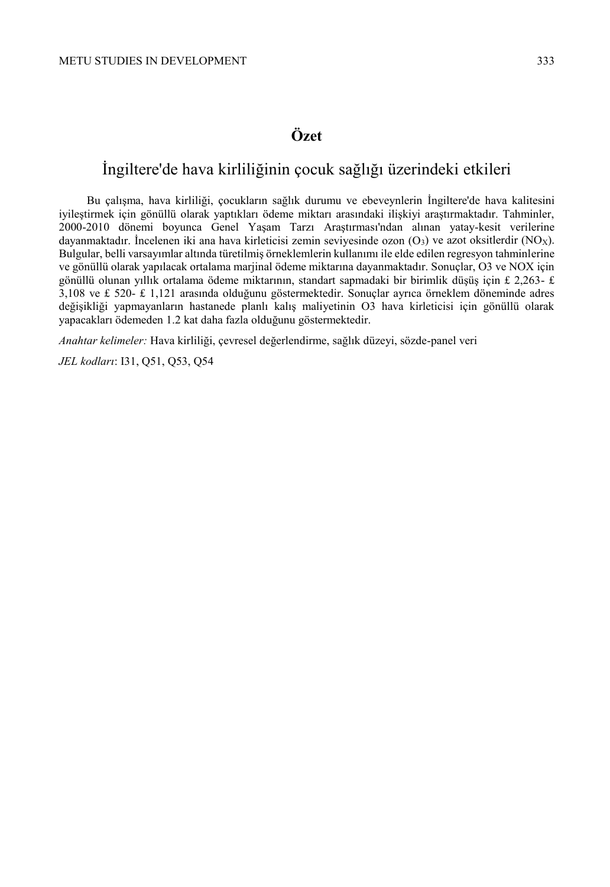# Özet

## İngiltere'de hava kirliliğinin çocuk sağlığı üzerindeki etkileri

Bu çalışma, hava kirliliği, çocukların sağlık durumu ve ebeveynlerin İngiltere'de hava kalitesini iyileştirmek için gönüllü olarak yaptıkları ödeme miktarı arasındaki ilişkiyi araştırmaktadır. Tahminler, 2000-2010 dönemi boyunca Genel Yaşam Tarzı Araştırması'ndan alınan yatay-kesit verilerine dayanmaktadır. İncelenen iki ana hava kirleticisi zemin seviyesinde ozon ($O_3$) ve azot oksitlerdir ($NO_X$). Bulgular, belli varsayımlar altında türetilmiş örneklemlerin kullanımı ile elde edilen regresyon tahminlerine ve gönüllü olarak yapılacak ortalama marjinal ödeme miktarına dayanmaktadır. Sonuçlar, O3 ve NOX için gönüllü olunan yıllık ortalama ödeme miktarının, standart sapmadaki bir birimlik düşüş için £ 2,263- £ 3,108 ve £ 520- £ 1,121 arasında olduğunu göstermektedir. Sonuçlar ayrıca örneklem döneminde adres değişikliği yapmayanların hastanede planlı kalış maliyetinin O3 hava kirleticisi için gönüllü olarak yapacakları ödemeden 1.2 kat daha fazla olduğunu göstermektedir.

*Anahtar kelimeler:* Hava kirliliği, çevresel değerlendirme, sağlık düzeyi, sözde-panel veri

*JEL kodları*: I31, Q51, Q53, Q54